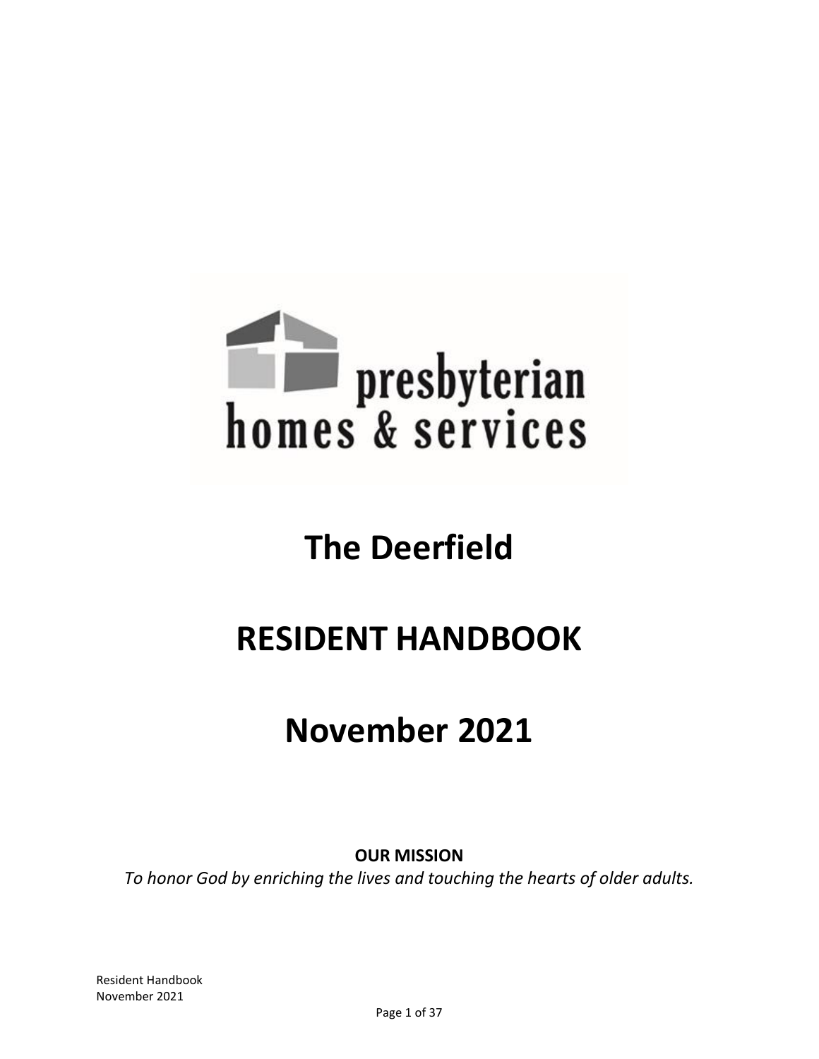presbyterian homes & services

# The Deerfield

# RESIDENT HANDBOOK

# November 2021

**OUR MISSION**

*To honor God by enriching the lives and touching the hearts of older adults.*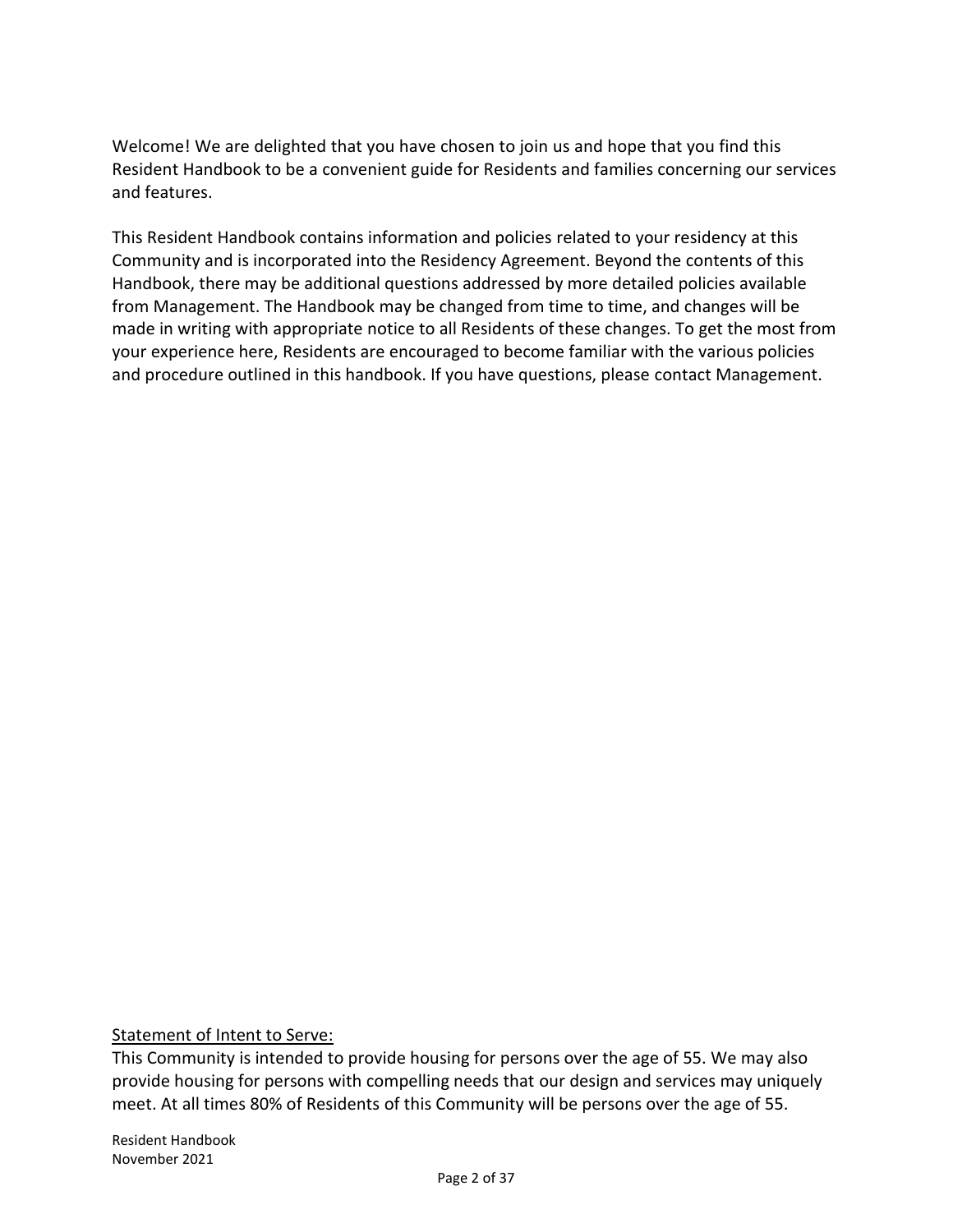Welcome! We are delighted that you have chosen to join us and hope that you find this Resident Handbook to be a convenient guide for Residents and families concerning our services and features.

This Resident Handbook contains information and policies related to your residency at this Community and is incorporated into the Residency Agreement. Beyond the contents of this Handbook, there may be additional questions addressed by more detailed policies available from Management. The Handbook may be changed from time to time, and changes will be made in writing with appropriate notice to all Residents of these changes. To get the most from your experience here, Residents are encouraged to become familiar with the various policies and procedure outlined in this handbook. If you have questions, please contact Management.

<u>Statement of Intent to Serve:</u>

This Community is intended to provide housing for persons over the age of 55. We may also provide housing for persons with compelling needs that our design and services may uniquely meet. At all times 80% of Residents of this Community will be persons over the age of 55.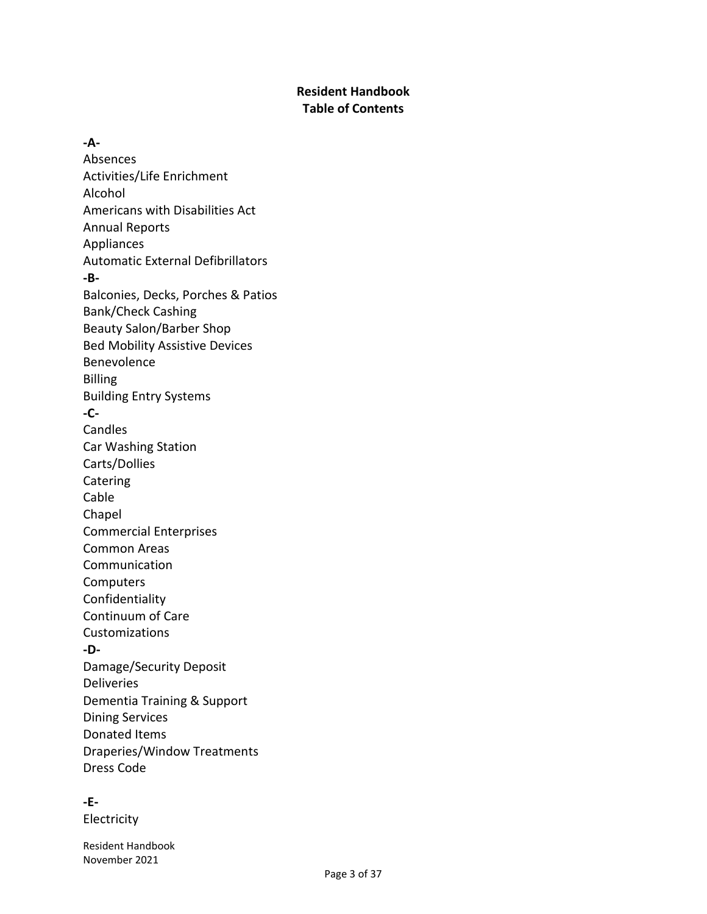**Resident Handbook**
**Table of Contents**

**-A-**

Absences
Activities/Life Enrichment
Alcohol
Americans with Disabilities Act
Annual Reports
Appliances
Automatic External Defibrillators

**-B-**

Balconies, Decks, Porches & Patios
Bank/Check Cashing
Beauty Salon/Barber Shop
Bed Mobility Assistive Devices
Benevolence
Billing
Building Entry Systems

**-C-**

Candles
Car Washing Station
Carts/Dollies
Catering
Cable
Chapel
Commercial Enterprises
Common Areas
Communication
Computers
Confidentiality
Continuum of Care
Customizations

**-D-**

Damage/Security Deposit
Deliveries
Dementia Training & Support
Dining Services
Donated Items
Draperies/Window Treatments
Dress Code

**-E-**

Electricity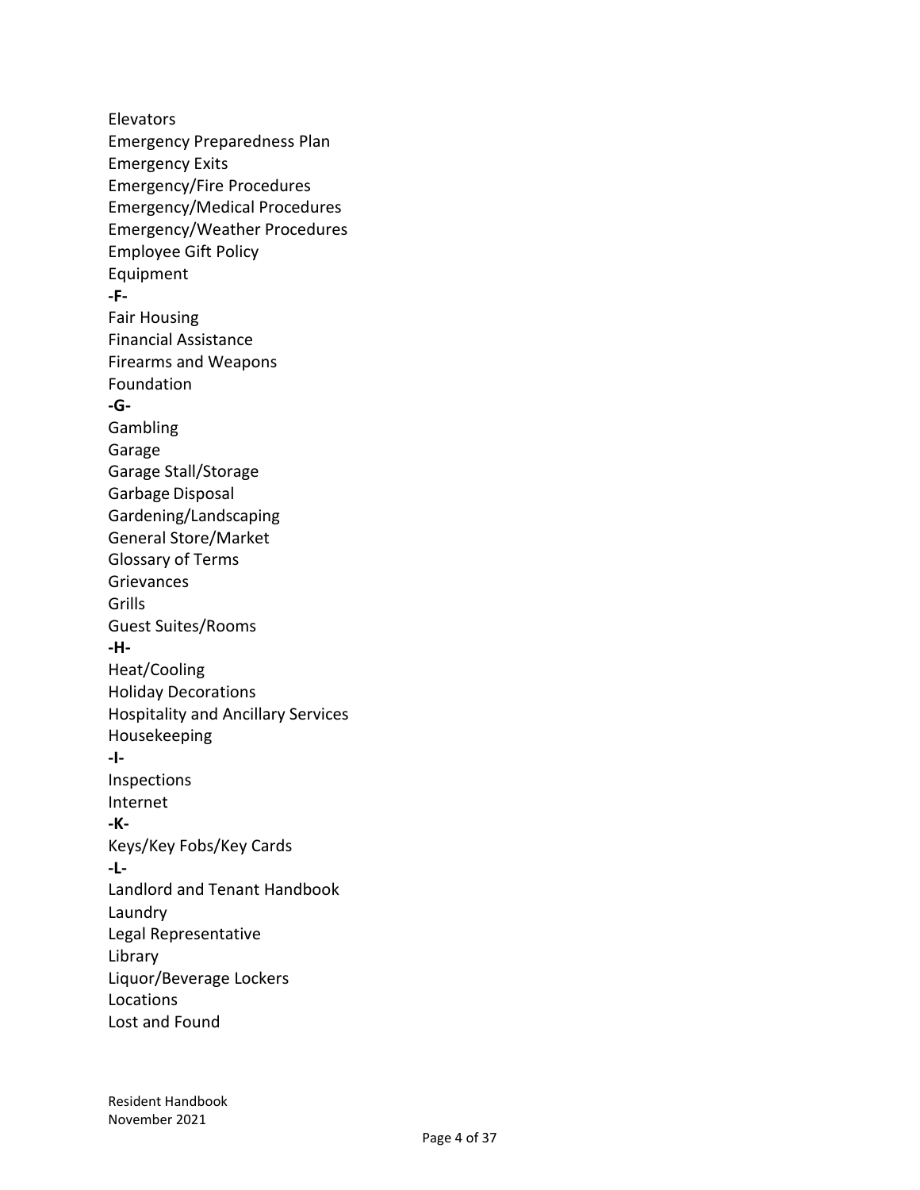Elevators
Emergency Preparedness Plan
Emergency Exits
Emergency/Fire Procedures
Emergency/Medical Procedures
Emergency/Weather Procedures
Employee Gift Policy
Equipment

**-F-**

Fair Housing
Financial Assistance
Firearms and Weapons
Foundation

**-G-**

Gambling
Garage
Garage Stall/Storage
Garbage Disposal
Gardening/Landscaping
General Store/Market
Glossary of Terms
Grievances
Grills
Guest Suites/Rooms

**-H-**

Heat/Cooling
Holiday Decorations
Hospitality and Ancillary Services
Housekeeping

**-I-**

Inspections
Internet

**-K-**

Keys/Key Fobs/Key Cards

**-L-**

Landlord and Tenant Handbook
Laundry
Legal Representative
Library
Liquor/Beverage Lockers
Locations
Lost and Found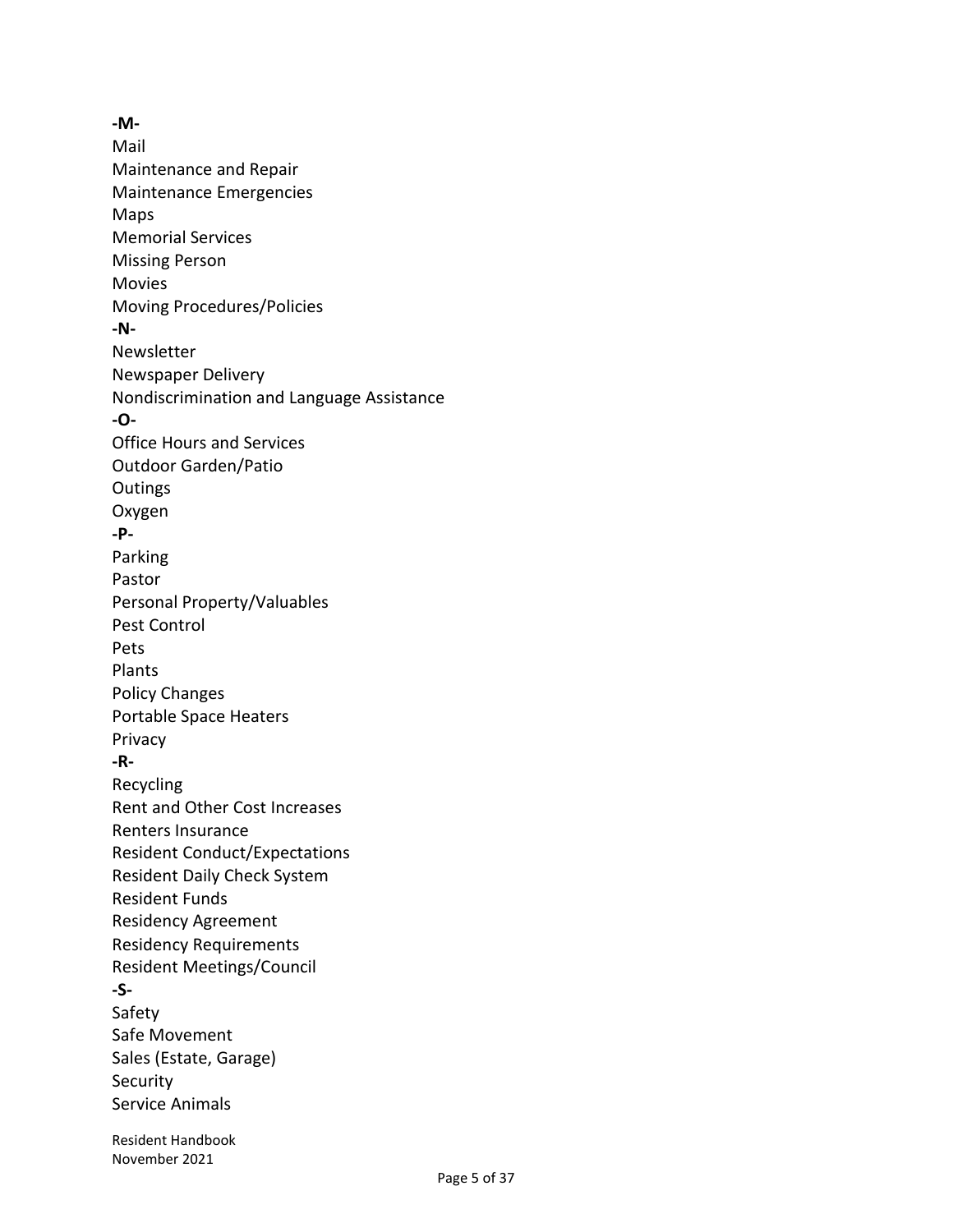**-M-**

Mail

Maintenance and Repair

Maintenance Emergencies

Maps

Memorial Services

Missing Person

Movies

Moving Procedures/Policies

**-N-**

Newsletter

Newspaper Delivery

Nondiscrimination and Language Assistance

**-O-**

Office Hours and Services

Outdoor Garden/Patio

Outings

Oxygen

**-P-**

Parking

Pastor

Personal Property/Valuables

Pest Control

Pets

Plants

Policy Changes

Portable Space Heaters

Privacy

**-R-**

Recycling

Rent and Other Cost Increases

Renters Insurance

Resident Conduct/Expectations

Resident Daily Check System

Resident Funds

Residency Agreement

Residency Requirements

Resident Meetings/Council

**-S-**

Safety

Safe Movement

Sales (Estate, Garage)

Security

Service Animals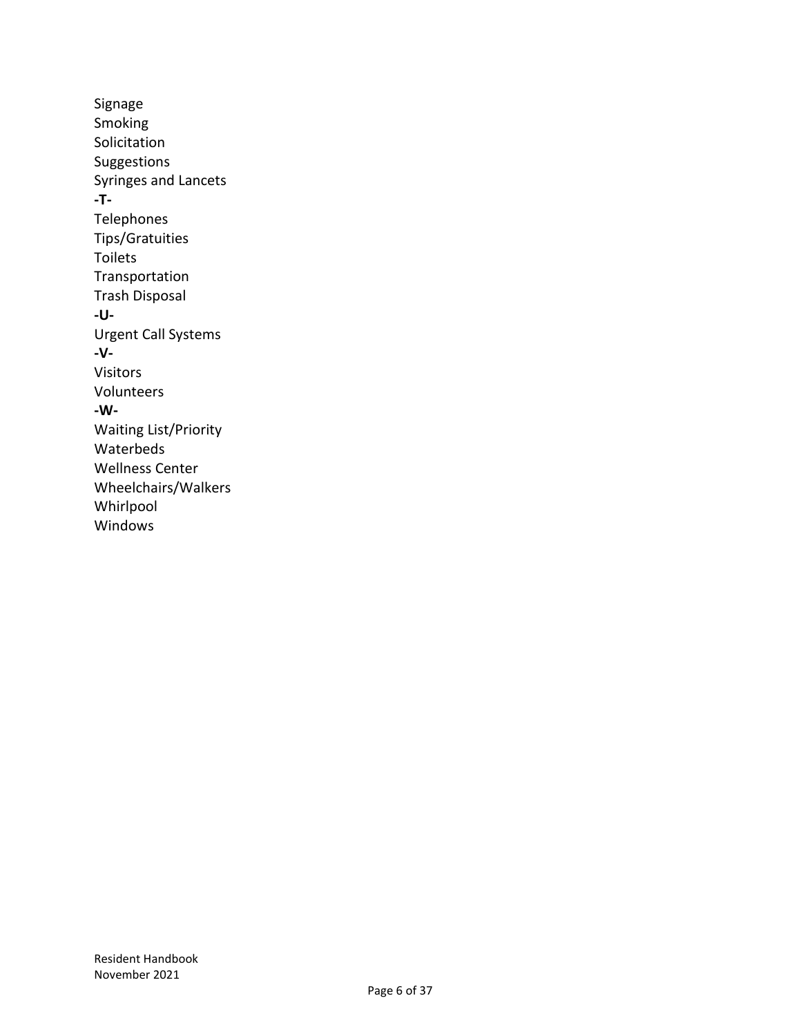Signage
Smoking
Solicitation
Suggestions
Syringes and Lancets
**-T-**
Telephones
Tips/Gratuities
Toilets
Transportation
Trash Disposal
**-U-**
Urgent Call Systems
**-V-**
Visitors
Volunteers
**-W-**
Waiting List/Priority
Waterbeds
Wellness Center
Wheelchairs/Walkers
Whirlpool
Windows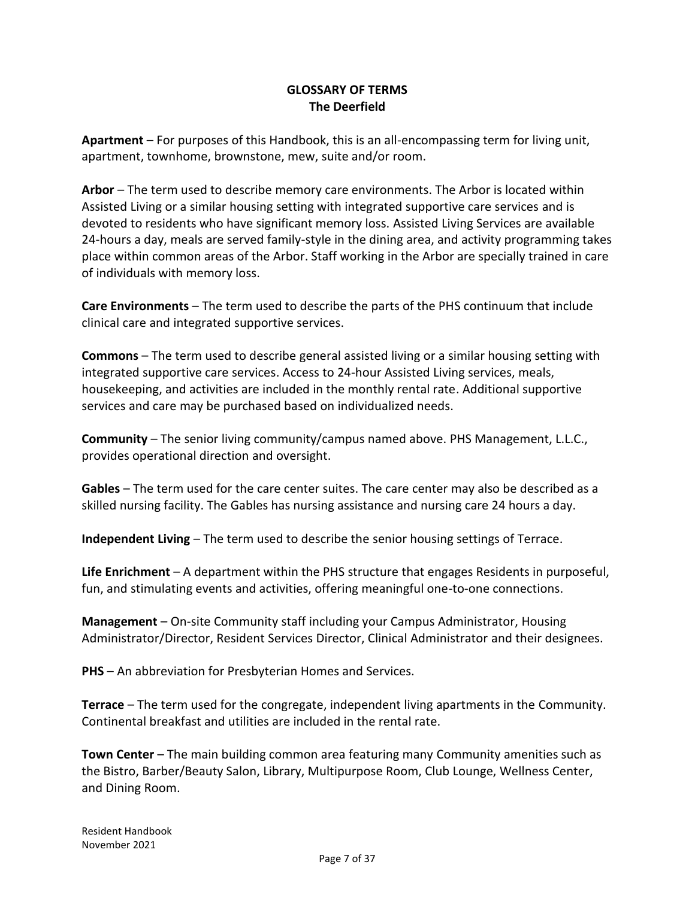# GLOSSARY OF TERMS
## The Deerfield

**Apartment** – For purposes of this Handbook, this is an all-encompassing term for living unit, apartment, townhome, brownstone, mew, suite and/or room.

**Arbor** – The term used to describe memory care environments. The Arbor is located within Assisted Living or a similar housing setting with integrated supportive care services and is devoted to residents who have significant memory loss. Assisted Living Services are available 24-hours a day, meals are served family-style in the dining area, and activity programming takes place within common areas of the Arbor. Staff working in the Arbor are specially trained in care of individuals with memory loss.

**Care Environments** – The term used to describe the parts of the PHS continuum that include clinical care and integrated supportive services.

**Commons** – The term used to describe general assisted living or a similar housing setting with integrated supportive care services. Access to 24-hour Assisted Living services, meals, housekeeping, and activities are included in the monthly rental rate. Additional supportive services and care may be purchased based on individualized needs.

**Community** – The senior living community/campus named above. PHS Management, L.L.C., provides operational direction and oversight.

**Gables** – The term used for the care center suites. The care center may also be described as a skilled nursing facility. The Gables has nursing assistance and nursing care 24 hours a day.

**Independent Living** – The term used to describe the senior housing settings of Terrace.

**Life Enrichment** – A department within the PHS structure that engages Residents in purposeful, fun, and stimulating events and activities, offering meaningful one-to-one connections.

**Management** – On-site Community staff including your Campus Administrator, Housing Administrator/Director, Resident Services Director, Clinical Administrator and their designees.

**PHS** – An abbreviation for Presbyterian Homes and Services.

**Terrace** – The term used for the congregate, independent living apartments in the Community. Continental breakfast and utilities are included in the rental rate.

**Town Center** – The main building common area featuring many Community amenities such as the Bistro, Barber/Beauty Salon, Library, Multipurpose Room, Club Lounge, Wellness Center, and Dining Room.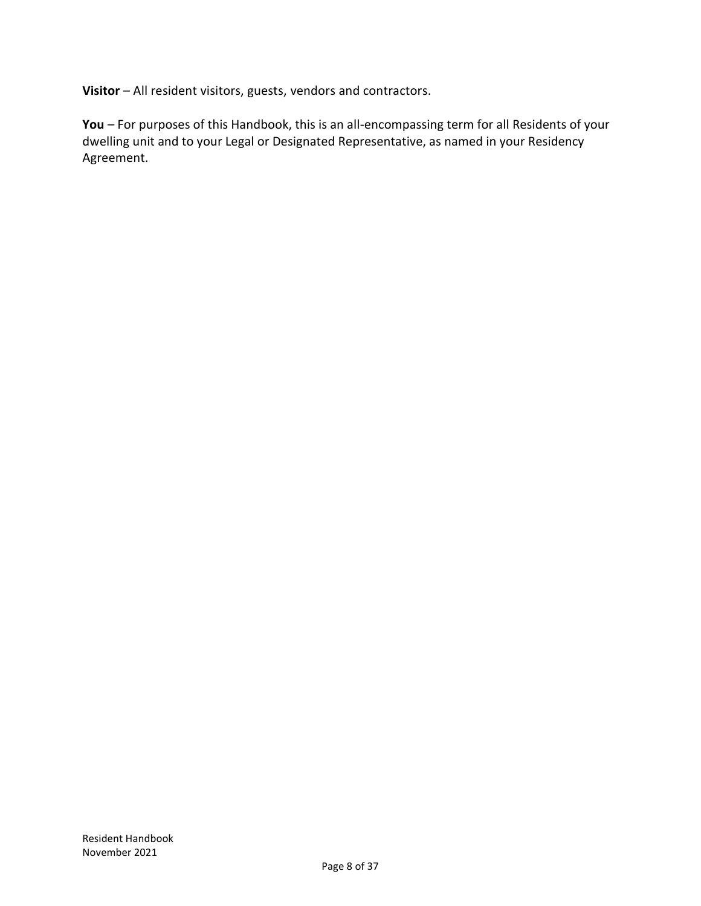**Visitor** – All resident visitors, guests, vendors and contractors.

**You** – For purposes of this Handbook, this is an all-encompassing term for all Residents of your dwelling unit and to your Legal or Designated Representative, as named in your Residency Agreement.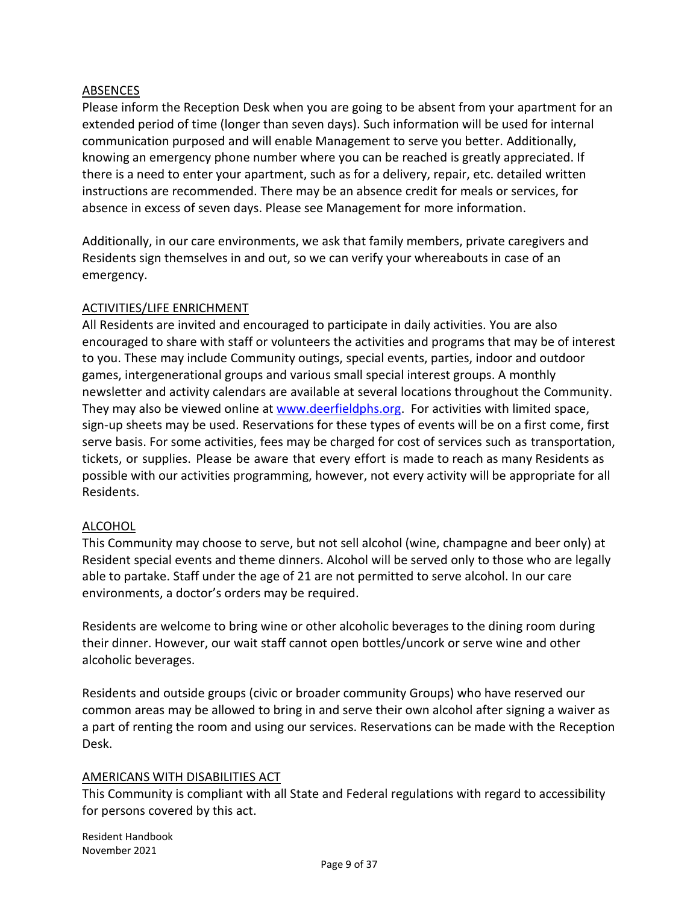## ABSENCES

Please inform the Reception Desk when you are going to be absent from your apartment for an extended period of time (longer than seven days). Such information will be used for internal communication purposed and will enable Management to serve you better. Additionally, knowing an emergency phone number where you can be reached is greatly appreciated. If there is a need to enter your apartment, such as for a delivery, repair, etc. detailed written instructions are recommended. There may be an absence credit for meals or services, for absence in excess of seven days. Please see Management for more information.

Additionally, in our care environments, we ask that family members, private caregivers and Residents sign themselves in and out, so we can verify your whereabouts in case of an emergency.

## ACTIVITIES/LIFE ENRICHMENT

All Residents are invited and encouraged to participate in daily activities. You are also encouraged to share with staff or volunteers the activities and programs that may be of interest to you. These may include Community outings, special events, parties, indoor and outdoor games, intergenerational groups and various small special interest groups. A monthly newsletter and activity calendars are available at several locations throughout the Community. They may also be viewed online at [www.deerfieldphs.org](http://www.deerfieldphs.org). For activities with limited space, sign-up sheets may be used. Reservations for these types of events will be on a first come, first serve basis. For some activities, fees may be charged for cost of services such as transportation, tickets, or supplies. Please be aware that every effort is made to reach as many Residents as possible with our activities programming, however, not every activity will be appropriate for all Residents.

## ALCOHOL

This Community may choose to serve, but not sell alcohol (wine, champagne and beer only) at Resident special events and theme dinners. Alcohol will be served only to those who are legally able to partake. Staff under the age of 21 are not permitted to serve alcohol. In our care environments, a doctor's orders may be required.

Residents are welcome to bring wine or other alcoholic beverages to the dining room during their dinner. However, our wait staff cannot open bottles/uncork or serve wine and other alcoholic beverages.

Residents and outside groups (civic or broader community Groups) who have reserved our common areas may be allowed to bring in and serve their own alcohol after signing a waiver as a part of renting the room and using our services. Reservations can be made with the Reception Desk.

## AMERICANS WITH DISABILITIES ACT

This Community is compliant with all State and Federal regulations with regard to accessibility for persons covered by this act.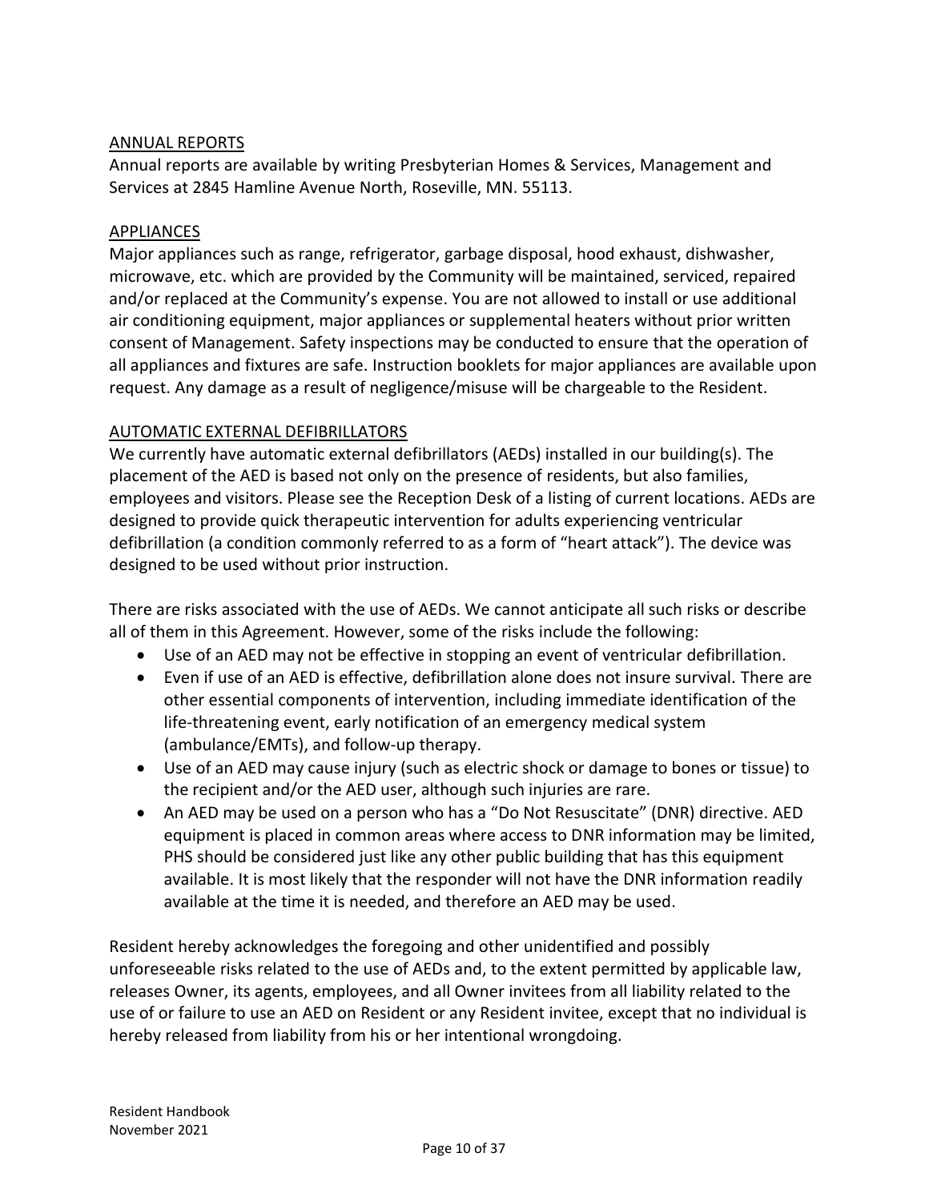## ANNUAL REPORTS

Annual reports are available by writing Presbyterian Homes & Services, Management and Services at 2845 Hamline Avenue North, Roseville, MN. 55113.

## APPLIANCES

Major appliances such as range, refrigerator, garbage disposal, hood exhaust, dishwasher, microwave, etc. which are provided by the Community will be maintained, serviced, repaired and/or replaced at the Community's expense. You are not allowed to install or use additional air conditioning equipment, major appliances or supplemental heaters without prior written consent of Management. Safety inspections may be conducted to ensure that the operation of all appliances and fixtures are safe. Instruction booklets for major appliances are available upon request. Any damage as a result of negligence/misuse will be chargeable to the Resident.

## AUTOMATIC EXTERNAL DEFIBRILLATORS

We currently have automatic external defibrillators (AEDs) installed in our building(s). The placement of the AED is based not only on the presence of residents, but also families, employees and visitors. Please see the Reception Desk of a listing of current locations. AEDs are designed to provide quick therapeutic intervention for adults experiencing ventricular defibrillation (a condition commonly referred to as a form of "heart attack"). The device was designed to be used without prior instruction.

There are risks associated with the use of AEDs. We cannot anticipate all such risks or describe all of them in this Agreement. However, some of the risks include the following:

- Use of an AED may not be effective in stopping an event of ventricular defibrillation.
- Even if use of an AED is effective, defibrillation alone does not insure survival. There are other essential components of intervention, including immediate identification of the life-threatening event, early notification of an emergency medical system (ambulance/EMTs), and follow-up therapy.
- Use of an AED may cause injury (such as electric shock or damage to bones or tissue) to the recipient and/or the AED user, although such injuries are rare.
- An AED may be used on a person who has a "Do Not Resuscitate" (DNR) directive. AED equipment is placed in common areas where access to DNR information may be limited, PHS should be considered just like any other public building that has this equipment available. It is most likely that the responder will not have the DNR information readily available at the time it is needed, and therefore an AED may be used.

Resident hereby acknowledges the foregoing and other unidentified and possibly unforeseeable risks related to the use of AEDs and, to the extent permitted by applicable law, releases Owner, its agents, employees, and all Owner invitees from all liability related to the use of or failure to use an AED on Resident or any Resident invitee, except that no individual is hereby released from liability from his or her intentional wrongdoing.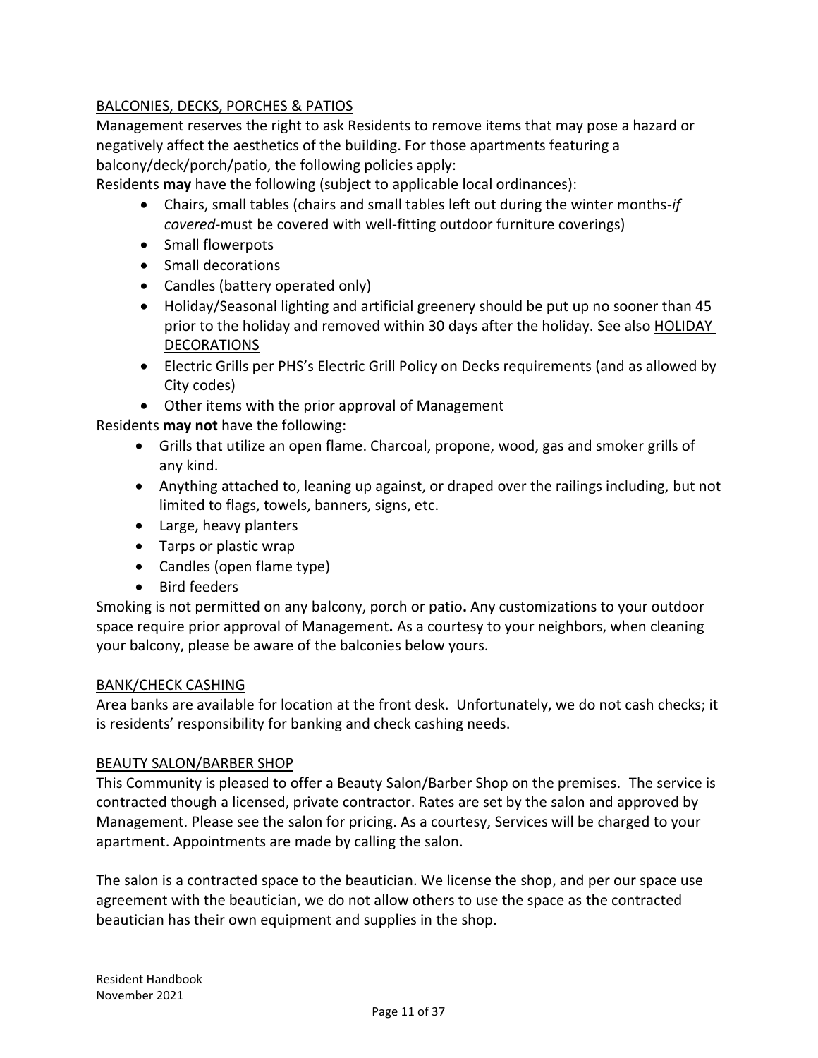## BALCONIES, DECKS, PORCHES & PATIOS

Management reserves the right to ask Residents to remove items that may pose a hazard or negatively affect the aesthetics of the building. For those apartments featuring a balcony/deck/porch/patio, the following policies apply:

Residents **may** have the following (subject to applicable local ordinances):

- Chairs, small tables (chairs and small tables left out during the winter months-*if covered*-must be covered with well-fitting outdoor furniture coverings)
- Small flowerpots
- Small decorations
- Candles (battery operated only)
- Holiday/Seasonal lighting and artificial greenery should be put up no sooner than 45 prior to the holiday and removed within 30 days after the holiday. See also HOLIDAY DECORATIONS
- Electric Grills per PHS's Electric Grill Policy on Decks requirements (and as allowed by City codes)
- Other items with the prior approval of Management

Residents **may not** have the following:

- Grills that utilize an open flame. Charcoal, propone, wood, gas and smoker grills of any kind.
- Anything attached to, leaning up against, or draped over the railings including, but not limited to flags, towels, banners, signs, etc.
- Large, heavy planters
- Tarps or plastic wrap
- Candles (open flame type)
- Bird feeders

Smoking is not permitted on any balcony, porch or patio**.** Any customizations to your outdoor space require prior approval of Management**.** As a courtesy to your neighbors, when cleaning your balcony, please be aware of the balconies below yours.

## BANK/CHECK CASHING

Area banks are available for location at the front desk. Unfortunately, we do not cash checks; it is residents' responsibility for banking and check cashing needs.

## BEAUTY SALON/BARBER SHOP

This Community is pleased to offer a Beauty Salon/Barber Shop on the premises. The service is contracted though a licensed, private contractor. Rates are set by the salon and approved by Management. Please see the salon for pricing. As a courtesy, Services will be charged to your apartment. Appointments are made by calling the salon.

The salon is a contracted space to the beautician. We license the shop, and per our space use agreement with the beautician, we do not allow others to use the space as the contracted beautician has their own equipment and supplies in the shop.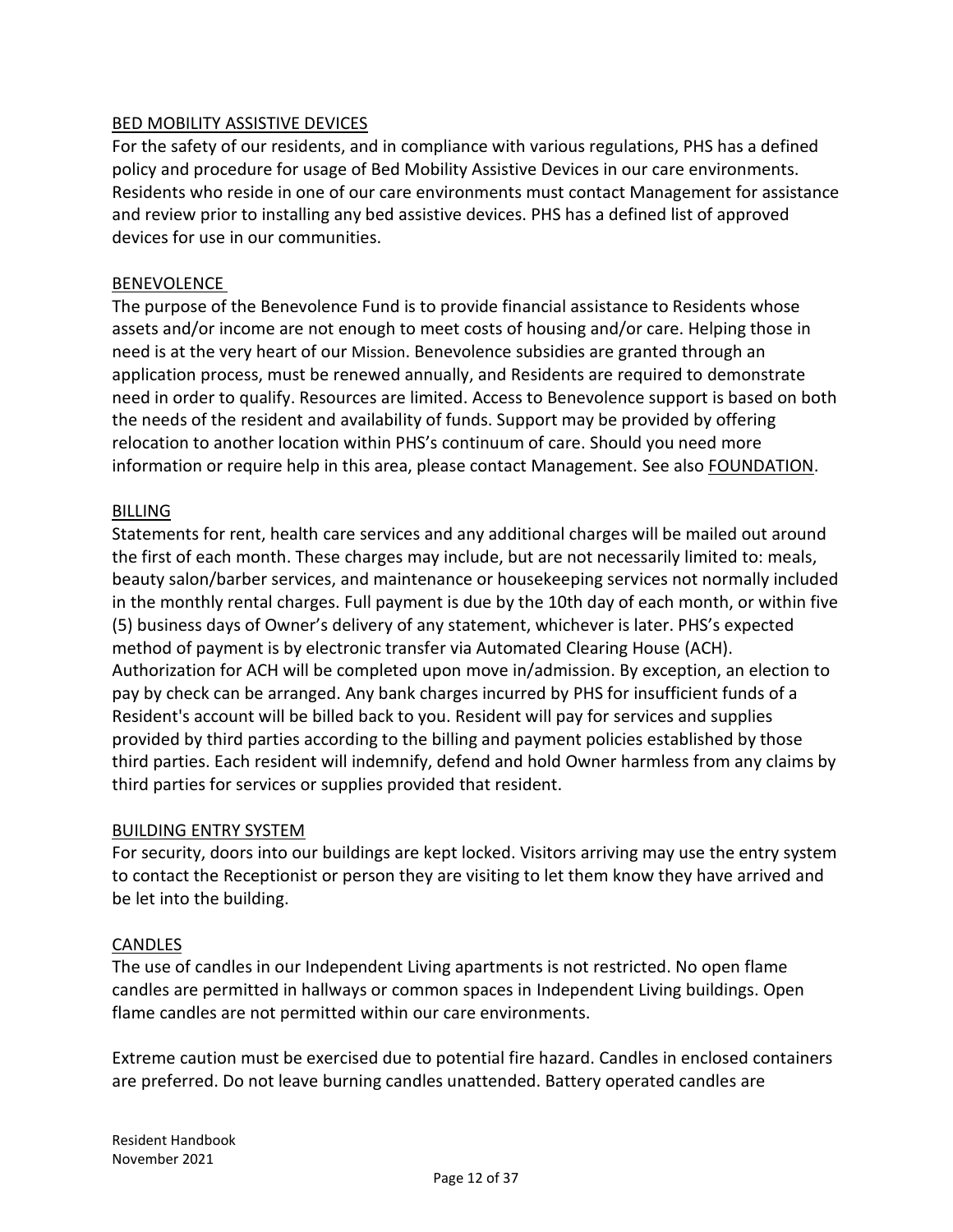## BED MOBILITY ASSISTIVE DEVICES

For the safety of our residents, and in compliance with various regulations, PHS has a defined policy and procedure for usage of Bed Mobility Assistive Devices in our care environments. Residents who reside in one of our care environments must contact Management for assistance and review prior to installing any bed assistive devices. PHS has a defined list of approved devices for use in our communities.

## BENEVOLENCE

The purpose of the Benevolence Fund is to provide financial assistance to Residents whose assets and/or income are not enough to meet costs of housing and/or care. Helping those in need is at the very heart of our Mission. Benevolence subsidies are granted through an application process, must be renewed annually, and Residents are required to demonstrate need in order to qualify. Resources are limited. Access to Benevolence support is based on both the needs of the resident and availability of funds. Support may be provided by offering relocation to another location within PHS's continuum of care. Should you need more information or require help in this area, please contact Management. See also FOUNDATION.

## BILLING

Statements for rent, health care services and any additional charges will be mailed out around the first of each month. These charges may include, but are not necessarily limited to: meals, beauty salon/barber services, and maintenance or housekeeping services not normally included in the monthly rental charges. Full payment is due by the 10th day of each month, or within five (5) business days of Owner's delivery of any statement, whichever is later. PHS's expected method of payment is by electronic transfer via Automated Clearing House (ACH). Authorization for ACH will be completed upon move in/admission. By exception, an election to pay by check can be arranged. Any bank charges incurred by PHS for insufficient funds of a Resident's account will be billed back to you. Resident will pay for services and supplies provided by third parties according to the billing and payment policies established by those third parties. Each resident will indemnify, defend and hold Owner harmless from any claims by third parties for services or supplies provided that resident.

## BUILDING ENTRY SYSTEM

For security, doors into our buildings are kept locked. Visitors arriving may use the entry system to contact the Receptionist or person they are visiting to let them know they have arrived and be let into the building.

## CANDLES

The use of candles in our Independent Living apartments is not restricted. No open flame candles are permitted in hallways or common spaces in Independent Living buildings. Open flame candles are not permitted within our care environments.

Extreme caution must be exercised due to potential fire hazard. Candles in enclosed containers are preferred. Do not leave burning candles unattended. Battery operated candles are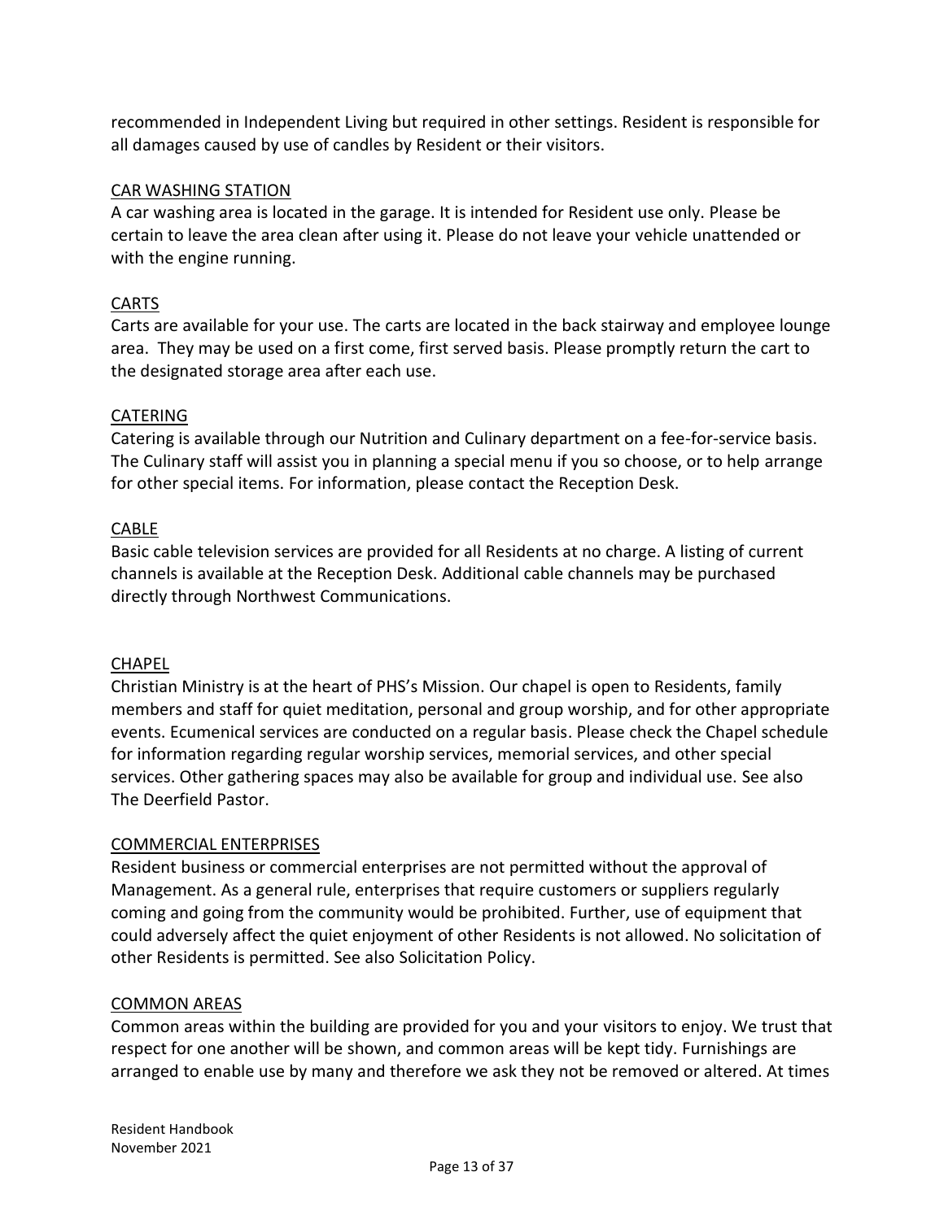recommended in Independent Living but required in other settings. Resident is responsible for all damages caused by use of candles by Resident or their visitors.

<u>CAR WASHING STATION</u>

A car washing area is located in the garage. It is intended for Resident use only. Please be certain to leave the area clean after using it. Please do not leave your vehicle unattended or with the engine running.

<u>CARTS</u>

Carts are available for your use. The carts are located in the back stairway and employee lounge area. They may be used on a first come, first served basis. Please promptly return the cart to the designated storage area after each use.

<u>CATERING</u>

Catering is available through our Nutrition and Culinary department on a fee-for-service basis. The Culinary staff will assist you in planning a special menu if you so choose, or to help arrange for other special items. For information, please contact the Reception Desk.

<u>CABLE</u>

Basic cable television services are provided for all Residents at no charge. A listing of current channels is available at the Reception Desk. Additional cable channels may be purchased directly through Northwest Communications.

<u>CHAPEL</u>

Christian Ministry is at the heart of PHS's Mission. Our chapel is open to Residents, family members and staff for quiet meditation, personal and group worship, and for other appropriate events. Ecumenical services are conducted on a regular basis. Please check the Chapel schedule for information regarding regular worship services, memorial services, and other special services. Other gathering spaces may also be available for group and individual use. See also The Deerfield Pastor.

<u>COMMERCIAL ENTERPRISES</u>

Resident business or commercial enterprises are not permitted without the approval of Management. As a general rule, enterprises that require customers or suppliers regularly coming and going from the community would be prohibited. Further, use of equipment that could adversely affect the quiet enjoyment of other Residents is not allowed. No solicitation of other Residents is permitted. See also Solicitation Policy.

<u>COMMON AREAS</u>

Common areas within the building are provided for you and your visitors to enjoy. We trust that respect for one another will be shown, and common areas will be kept tidy. Furnishings are arranged to enable use by many and therefore we ask they not be removed or altered. At times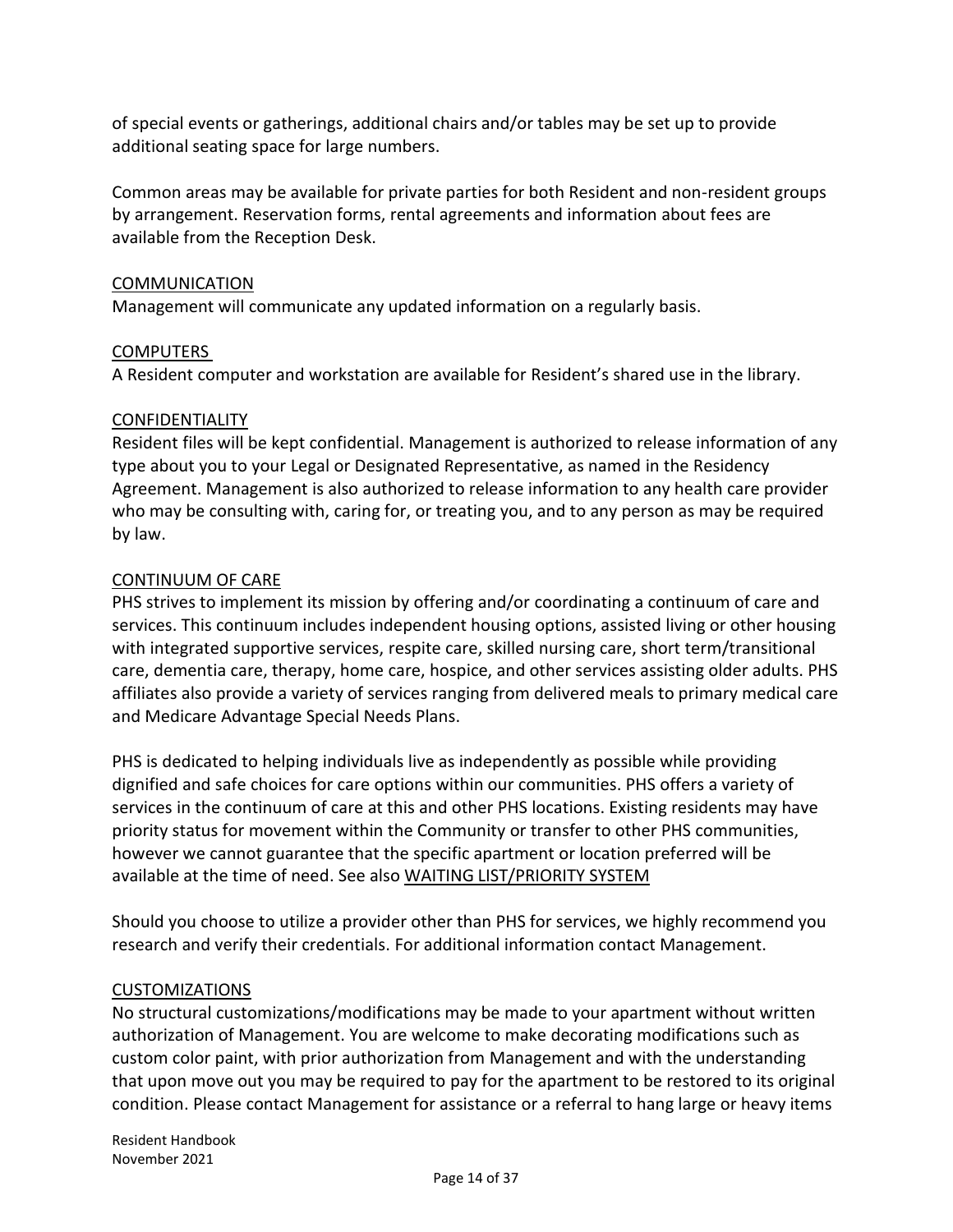of special events or gatherings, additional chairs and/or tables may be set up to provide additional seating space for large numbers.

Common areas may be available for private parties for both Resident and non-resident groups by arrangement. Reservation forms, rental agreements and information about fees are available from the Reception Desk.

## COMMUNICATION

Management will communicate any updated information on a regularly basis.

## COMPUTERS

A Resident computer and workstation are available for Resident's shared use in the library.

## CONFIDENTIALITY

Resident files will be kept confidential. Management is authorized to release information of any type about you to your Legal or Designated Representative, as named in the Residency Agreement. Management is also authorized to release information to any health care provider who may be consulting with, caring for, or treating you, and to any person as may be required by law.

## CONTINUUM OF CARE

PHS strives to implement its mission by offering and/or coordinating a continuum of care and services. This continuum includes independent housing options, assisted living or other housing with integrated supportive services, respite care, skilled nursing care, short term/transitional care, dementia care, therapy, home care, hospice, and other services assisting older adults. PHS affiliates also provide a variety of services ranging from delivered meals to primary medical care and Medicare Advantage Special Needs Plans.

PHS is dedicated to helping individuals live as independently as possible while providing dignified and safe choices for care options within our communities. PHS offers a variety of services in the continuum of care at this and other PHS locations. Existing residents may have priority status for movement within the Community or transfer to other PHS communities, however we cannot guarantee that the specific apartment or location preferred will be available at the time of need. See also WAITING LIST/PRIORITY SYSTEM

Should you choose to utilize a provider other than PHS for services, we highly recommend you research and verify their credentials. For additional information contact Management.

## CUSTOMIZATIONS

No structural customizations/modifications may be made to your apartment without written authorization of Management. You are welcome to make decorating modifications such as custom color paint, with prior authorization from Management and with the understanding that upon move out you may be required to pay for the apartment to be restored to its original condition. Please contact Management for assistance or a referral to hang large or heavy items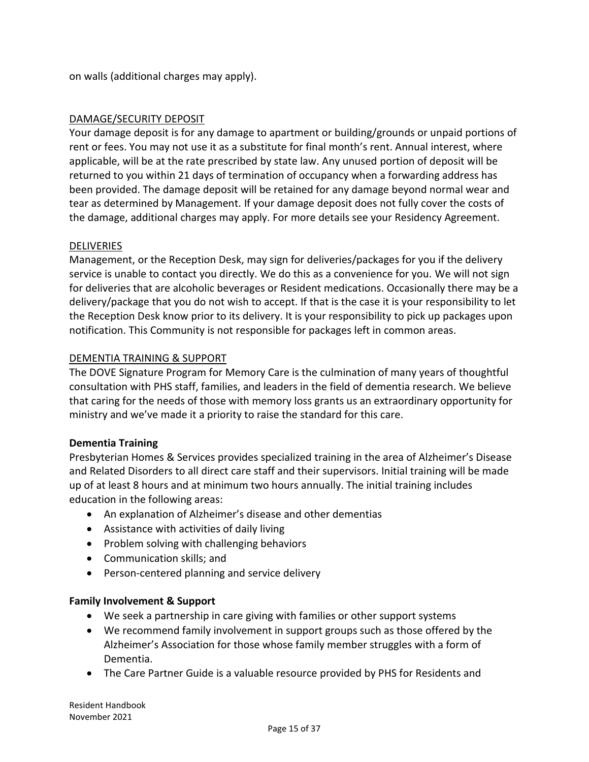on walls (additional charges may apply).

<u>DAMAGE/SECURITY DEPOSIT</u>

Your damage deposit is for any damage to apartment or building/grounds or unpaid portions of rent or fees. You may not use it as a substitute for final month's rent. Annual interest, where applicable, will be at the rate prescribed by state law. Any unused portion of deposit will be returned to you within 21 days of termination of occupancy when a forwarding address has been provided. The damage deposit will be retained for any damage beyond normal wear and tear as determined by Management. If your damage deposit does not fully cover the costs of the damage, additional charges may apply. For more details see your Residency Agreement.

<u>DELIVERIES</u>

Management, or the Reception Desk, may sign for deliveries/packages for you if the delivery service is unable to contact you directly. We do this as a convenience for you. We will not sign for deliveries that are alcoholic beverages or Resident medications. Occasionally there may be a delivery/package that you do not wish to accept. If that is the case it is your responsibility to let the Reception Desk know prior to its delivery. It is your responsibility to pick up packages upon notification. This Community is not responsible for packages left in common areas.

<u>DEMENTIA TRAINING & SUPPORT</u>

The DOVE Signature Program for Memory Care is the culmination of many years of thoughtful consultation with PHS staff, families, and leaders in the field of dementia research. We believe that caring for the needs of those with memory loss grants us an extraordinary opportunity for ministry and we've made it a priority to raise the standard for this care.

**Dementia Training**

Presbyterian Homes & Services provides specialized training in the area of Alzheimer's Disease and Related Disorders to all direct care staff and their supervisors. Initial training will be made up of at least 8 hours and at minimum two hours annually. The initial training includes education in the following areas:

- An explanation of Alzheimer's disease and other dementias
- Assistance with activities of daily living
- Problem solving with challenging behaviors
- Communication skills; and
- Person-centered planning and service delivery

**Family Involvement & Support**

- We seek a partnership in care giving with families or other support systems
- We recommend family involvement in support groups such as those offered by the Alzheimer's Association for those whose family member struggles with a form of Dementia.
- The Care Partner Guide is a valuable resource provided by PHS for Residents and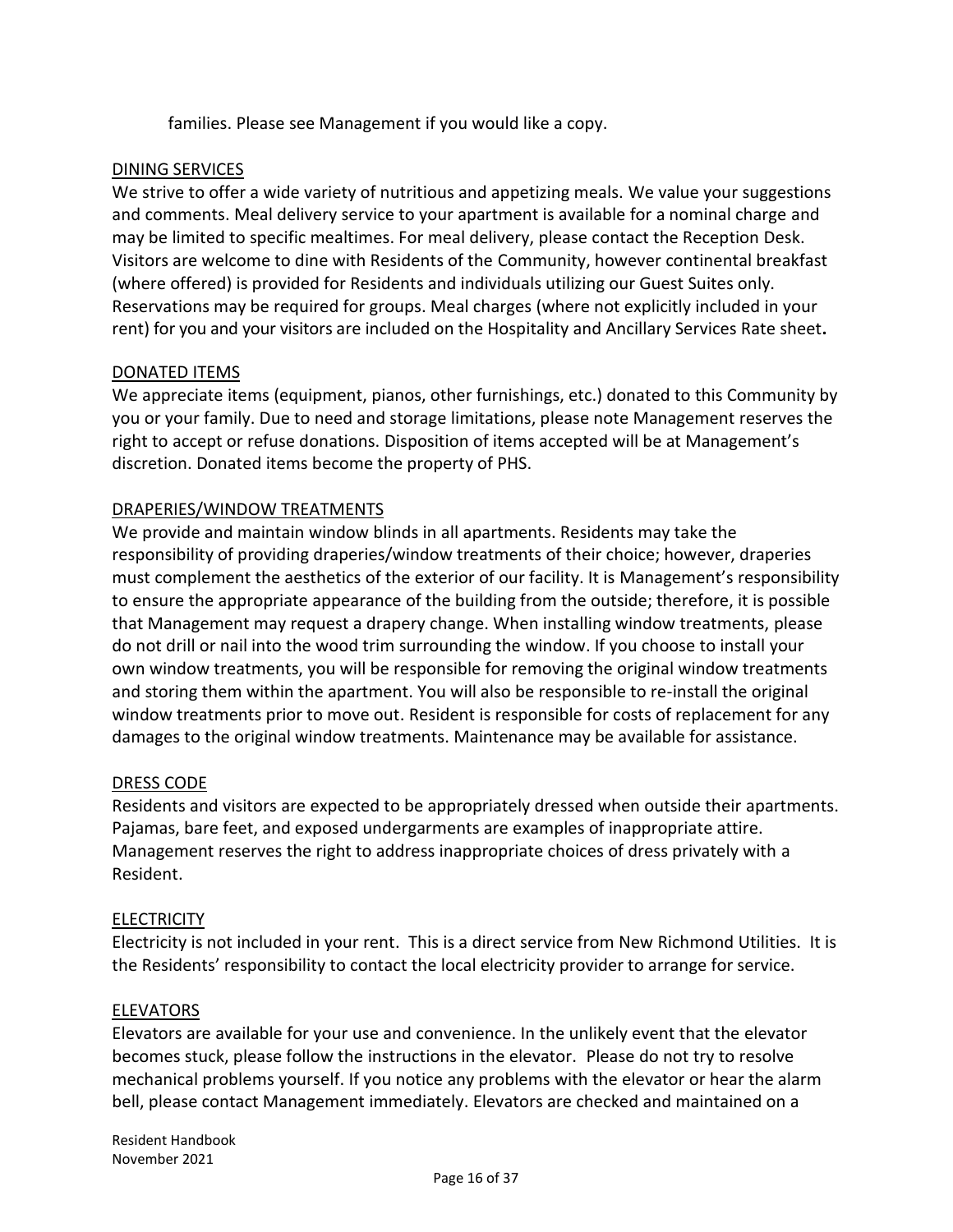families. Please see Management if you would like a copy.

## DINING SERVICES

We strive to offer a wide variety of nutritious and appetizing meals. We value your suggestions and comments. Meal delivery service to your apartment is available for a nominal charge and may be limited to specific mealtimes. For meal delivery, please contact the Reception Desk. Visitors are welcome to dine with Residents of the Community, however continental breakfast (where offered) is provided for Residents and individuals utilizing our Guest Suites only. Reservations may be required for groups. Meal charges (where not explicitly included in your rent) for you and your visitors are included on the Hospitality and Ancillary Services Rate sheet**.**

## DONATED ITEMS

We appreciate items (equipment, pianos, other furnishings, etc.) donated to this Community by you or your family. Due to need and storage limitations, please note Management reserves the right to accept or refuse donations. Disposition of items accepted will be at Management's discretion. Donated items become the property of PHS.

## DRAPERIES/WINDOW TREATMENTS

We provide and maintain window blinds in all apartments. Residents may take the responsibility of providing draperies/window treatments of their choice; however, draperies must complement the aesthetics of the exterior of our facility. It is Management's responsibility to ensure the appropriate appearance of the building from the outside; therefore, it is possible that Management may request a drapery change. When installing window treatments, please do not drill or nail into the wood trim surrounding the window. If you choose to install your own window treatments, you will be responsible for removing the original window treatments and storing them within the apartment. You will also be responsible to re-install the original window treatments prior to move out. Resident is responsible for costs of replacement for any damages to the original window treatments. Maintenance may be available for assistance.

## DRESS CODE

Residents and visitors are expected to be appropriately dressed when outside their apartments. Pajamas, bare feet, and exposed undergarments are examples of inappropriate attire. Management reserves the right to address inappropriate choices of dress privately with a Resident.

## ELECTRICITY

Electricity is not included in your rent. This is a direct service from New Richmond Utilities. It is the Residents' responsibility to contact the local electricity provider to arrange for service.

## ELEVATORS

Elevators are available for your use and convenience. In the unlikely event that the elevator becomes stuck, please follow the instructions in the elevator. Please do not try to resolve mechanical problems yourself. If you notice any problems with the elevator or hear the alarm bell, please contact Management immediately. Elevators are checked and maintained on a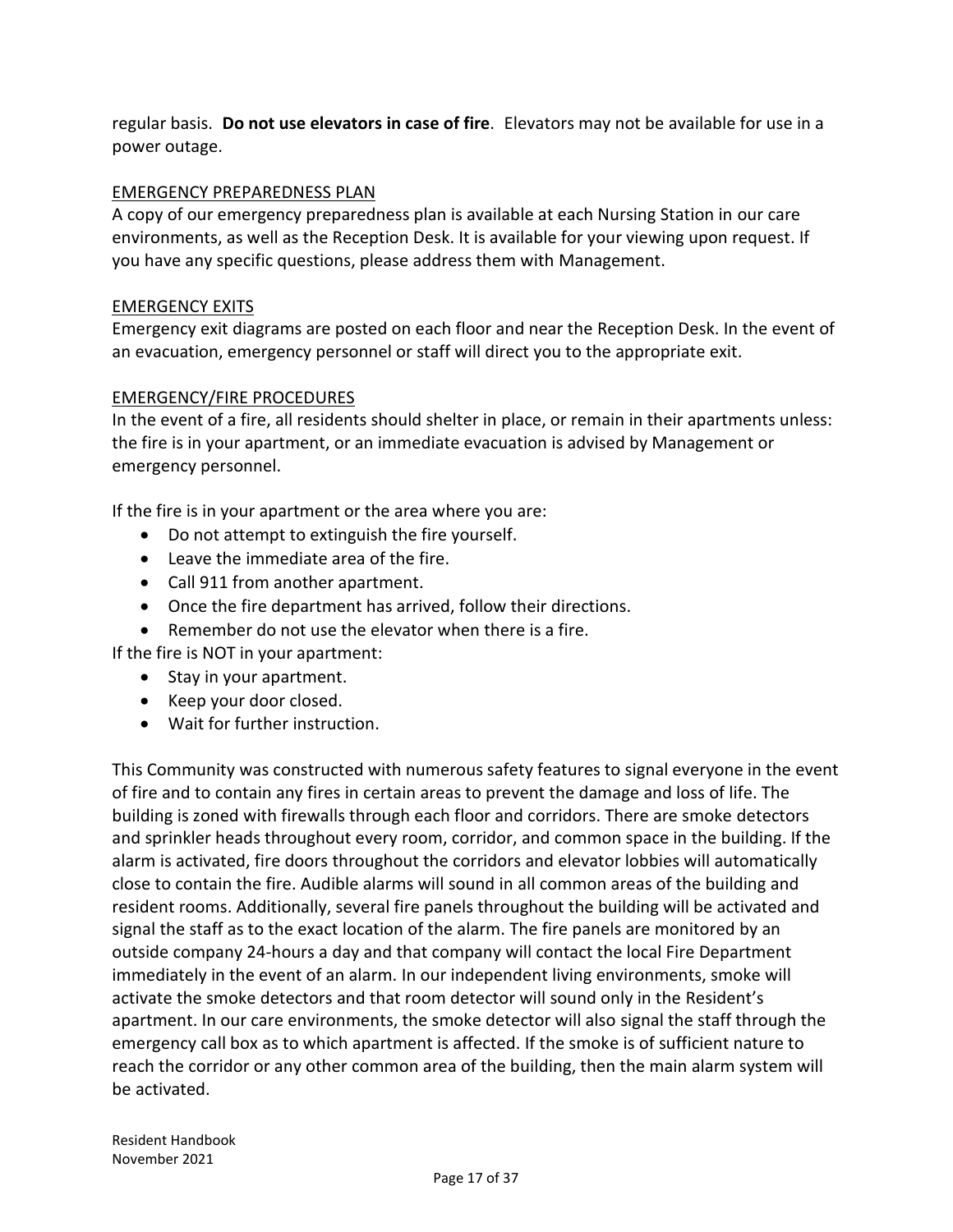regular basis. **Do not use elevators in case of fire**. Elevators may not be available for use in a power outage.

## EMERGENCY PREPAREDNESS PLAN

A copy of our emergency preparedness plan is available at each Nursing Station in our care environments, as well as the Reception Desk. It is available for your viewing upon request. If you have any specific questions, please address them with Management.

## EMERGENCY EXITS

Emergency exit diagrams are posted on each floor and near the Reception Desk. In the event of an evacuation, emergency personnel or staff will direct you to the appropriate exit.

## EMERGENCY/FIRE PROCEDURES

In the event of a fire, all residents should shelter in place, or remain in their apartments unless: the fire is in your apartment, or an immediate evacuation is advised by Management or emergency personnel.

If the fire is in your apartment or the area where you are:

- Do not attempt to extinguish the fire yourself.
- Leave the immediate area of the fire.
- Call 911 from another apartment.
- Once the fire department has arrived, follow their directions.
- Remember do not use the elevator when there is a fire.

If the fire is NOT in your apartment:

- Stay in your apartment.
- Keep your door closed.
- Wait for further instruction.

This Community was constructed with numerous safety features to signal everyone in the event of fire and to contain any fires in certain areas to prevent the damage and loss of life. The building is zoned with firewalls through each floor and corridors. There are smoke detectors and sprinkler heads throughout every room, corridor, and common space in the building. If the alarm is activated, fire doors throughout the corridors and elevator lobbies will automatically close to contain the fire. Audible alarms will sound in all common areas of the building and resident rooms. Additionally, several fire panels throughout the building will be activated and signal the staff as to the exact location of the alarm. The fire panels are monitored by an outside company 24-hours a day and that company will contact the local Fire Department immediately in the event of an alarm. In our independent living environments, smoke will activate the smoke detectors and that room detector will sound only in the Resident's apartment. In our care environments, the smoke detector will also signal the staff through the emergency call box as to which apartment is affected. If the smoke is of sufficient nature to reach the corridor or any other common area of the building, then the main alarm system will be activated.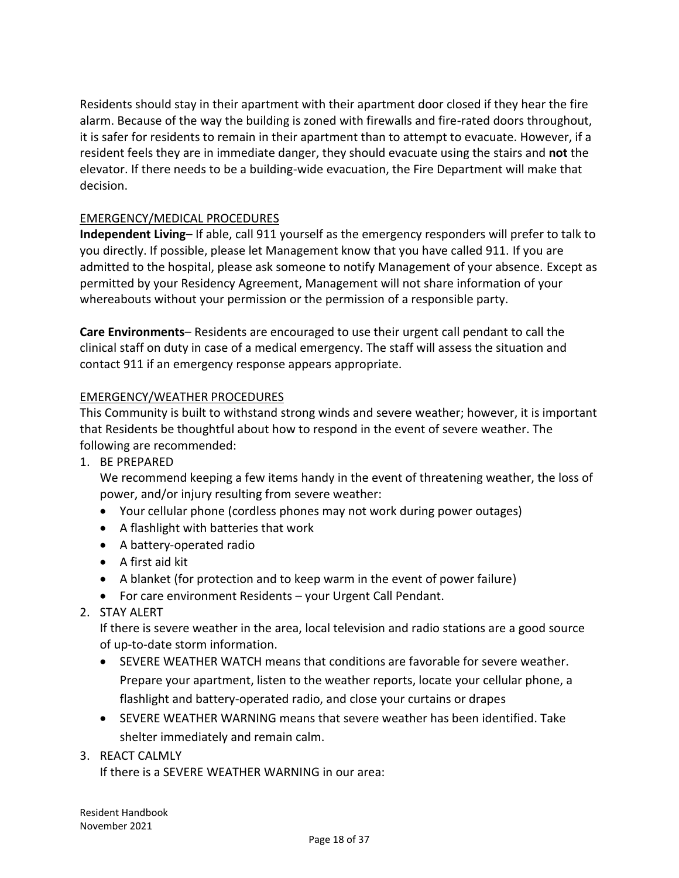Residents should stay in their apartment with their apartment door closed if they hear the fire alarm. Because of the way the building is zoned with firewalls and fire-rated doors throughout, it is safer for residents to remain in their apartment than to attempt to evacuate. However, if a resident feels they are in immediate danger, they should evacuate using the stairs and **not** the elevator. If there needs to be a building-wide evacuation, the Fire Department will make that decision.

## EMERGENCY/MEDICAL PROCEDURES

**Independent Living**– If able, call 911 yourself as the emergency responders will prefer to talk to you directly. If possible, please let Management know that you have called 911. If you are admitted to the hospital, please ask someone to notify Management of your absence. Except as permitted by your Residency Agreement, Management will not share information of your whereabouts without your permission or the permission of a responsible party.

**Care Environments**– Residents are encouraged to use their urgent call pendant to call the clinical staff on duty in case of a medical emergency. The staff will assess the situation and contact 911 if an emergency response appears appropriate.

## EMERGENCY/WEATHER PROCEDURES

This Community is built to withstand strong winds and severe weather; however, it is important that Residents be thoughtful about how to respond in the event of severe weather. The following are recommended:

1. BE PREPARED
   We recommend keeping a few items handy in the event of threatening weather, the loss of power, and/or injury resulting from severe weather:
   - Your cellular phone (cordless phones may not work during power outages)
   - A flashlight with batteries that work
   - A battery-operated radio
   - A first aid kit
   - A blanket (for protection and to keep warm in the event of power failure)
   - For care environment Residents – your Urgent Call Pendant.
2. STAY ALERT
   If there is severe weather in the area, local television and radio stations are a good source of up-to-date storm information.
   - SEVERE WEATHER WATCH means that conditions are favorable for severe weather. Prepare your apartment, listen to the weather reports, locate your cellular phone, a flashlight and battery-operated radio, and close your curtains or drapes
   - SEVERE WEATHER WARNING means that severe weather has been identified. Take shelter immediately and remain calm.
3. REACT CALMLY
   If there is a SEVERE WEATHER WARNING in our area: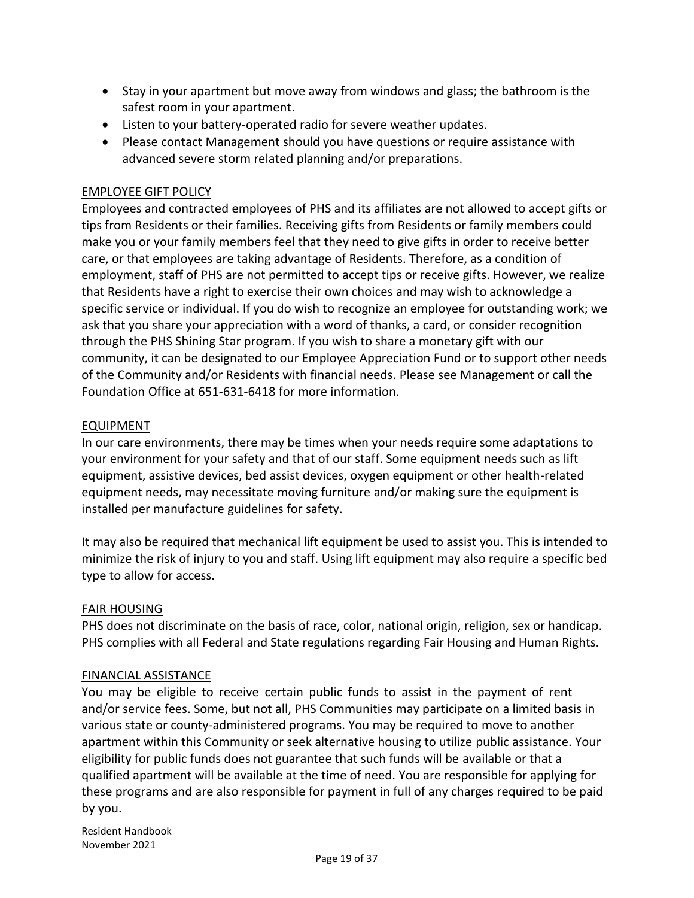- Stay in your apartment but move away from windows and glass; the bathroom is the safest room in your apartment.
- Listen to your battery-operated radio for severe weather updates.
- Please contact Management should you have questions or require assistance with advanced severe storm related planning and/or preparations.

## EMPLOYEE GIFT POLICY

Employees and contracted employees of PHS and its affiliates are not allowed to accept gifts or tips from Residents or their families. Receiving gifts from Residents or family members could make you or your family members feel that they need to give gifts in order to receive better care, or that employees are taking advantage of Residents. Therefore, as a condition of employment, staff of PHS are not permitted to accept tips or receive gifts. However, we realize that Residents have a right to exercise their own choices and may wish to acknowledge a specific service or individual. If you do wish to recognize an employee for outstanding work; we ask that you share your appreciation with a word of thanks, a card, or consider recognition through the PHS Shining Star program. If you wish to share a monetary gift with our community, it can be designated to our Employee Appreciation Fund or to support other needs of the Community and/or Residents with financial needs. Please see Management or call the Foundation Office at 651-631-6418 for more information.

## EQUIPMENT

In our care environments, there may be times when your needs require some adaptations to your environment for your safety and that of our staff. Some equipment needs such as lift equipment, assistive devices, bed assist devices, oxygen equipment or other health-related equipment needs, may necessitate moving furniture and/or making sure the equipment is installed per manufacture guidelines for safety.

It may also be required that mechanical lift equipment be used to assist you. This is intended to minimize the risk of injury to you and staff. Using lift equipment may also require a specific bed type to allow for access.

## FAIR HOUSING

PHS does not discriminate on the basis of race, color, national origin, religion, sex or handicap. PHS complies with all Federal and State regulations regarding Fair Housing and Human Rights.

## FINANCIAL ASSISTANCE

You may be eligible to receive certain public funds to assist in the payment of rent and/or service fees. Some, but not all, PHS Communities may participate on a limited basis in various state or county-administered programs. You may be required to move to another apartment within this Community or seek alternative housing to utilize public assistance. Your eligibility for public funds does not guarantee that such funds will be available or that a qualified apartment will be available at the time of need. You are responsible for applying for these programs and are also responsible for payment in full of any charges required to be paid by you.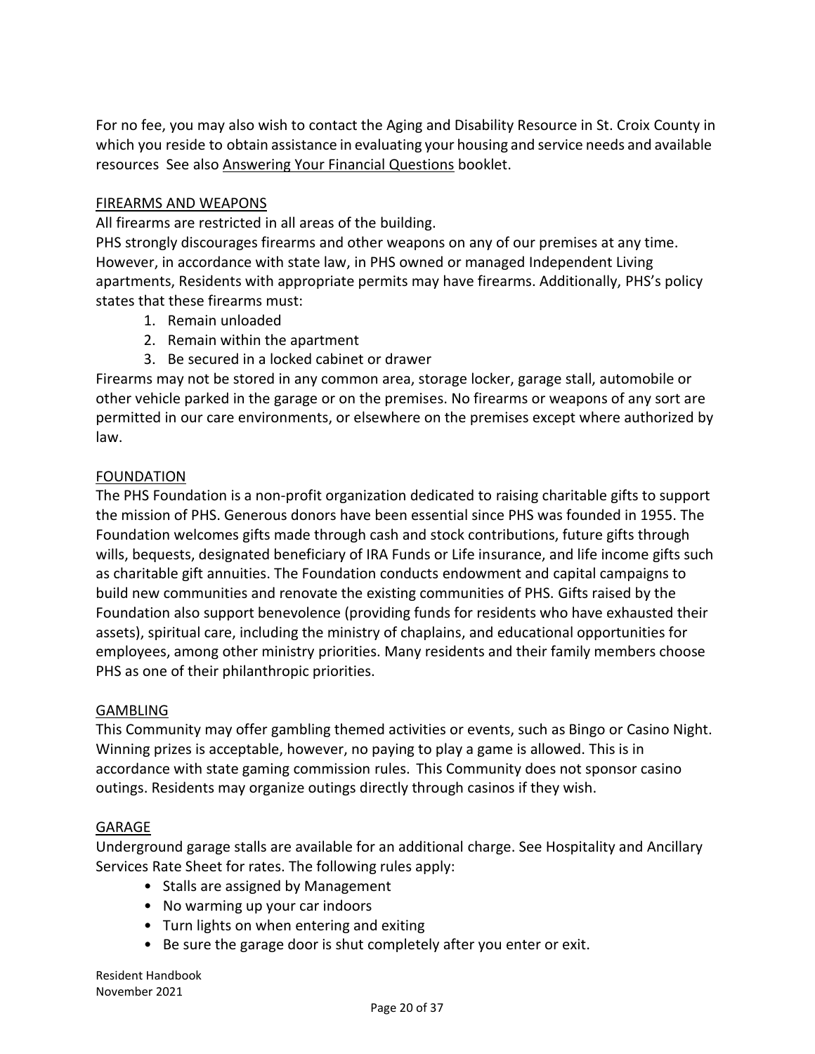For no fee, you may also wish to contact the Aging and Disability Resource in St. Croix County in which you reside to obtain assistance in evaluating your housing and service needs and available resources See also Answering Your Financial Questions booklet.

## FIREARMS AND WEAPONS

All firearms are restricted in all areas of the building.

PHS strongly discourages firearms and other weapons on any of our premises at any time. However, in accordance with state law, in PHS owned or managed Independent Living apartments, Residents with appropriate permits may have firearms. Additionally, PHS's policy states that these firearms must:

1. Remain unloaded
2. Remain within the apartment
3. Be secured in a locked cabinet or drawer

Firearms may not be stored in any common area, storage locker, garage stall, automobile or other vehicle parked in the garage or on the premises. No firearms or weapons of any sort are permitted in our care environments, or elsewhere on the premises except where authorized by law.

## FOUNDATION

The PHS Foundation is a non-profit organization dedicated to raising charitable gifts to support the mission of PHS. Generous donors have been essential since PHS was founded in 1955. The Foundation welcomes gifts made through cash and stock contributions, future gifts through wills, bequests, designated beneficiary of IRA Funds or Life insurance, and life income gifts such as charitable gift annuities. The Foundation conducts endowment and capital campaigns to build new communities and renovate the existing communities of PHS. Gifts raised by the Foundation also support benevolence (providing funds for residents who have exhausted their assets), spiritual care, including the ministry of chaplains, and educational opportunities for employees, among other ministry priorities. Many residents and their family members choose PHS as one of their philanthropic priorities.

## GAMBLING

This Community may offer gambling themed activities or events, such as Bingo or Casino Night. Winning prizes is acceptable, however, no paying to play a game is allowed. This is in accordance with state gaming commission rules. This Community does not sponsor casino outings. Residents may organize outings directly through casinos if they wish.

## GARAGE

Underground garage stalls are available for an additional charge. See Hospitality and Ancillary Services Rate Sheet for rates. The following rules apply:

- Stalls are assigned by Management
- No warming up your car indoors
- Turn lights on when entering and exiting
- Be sure the garage door is shut completely after you enter or exit.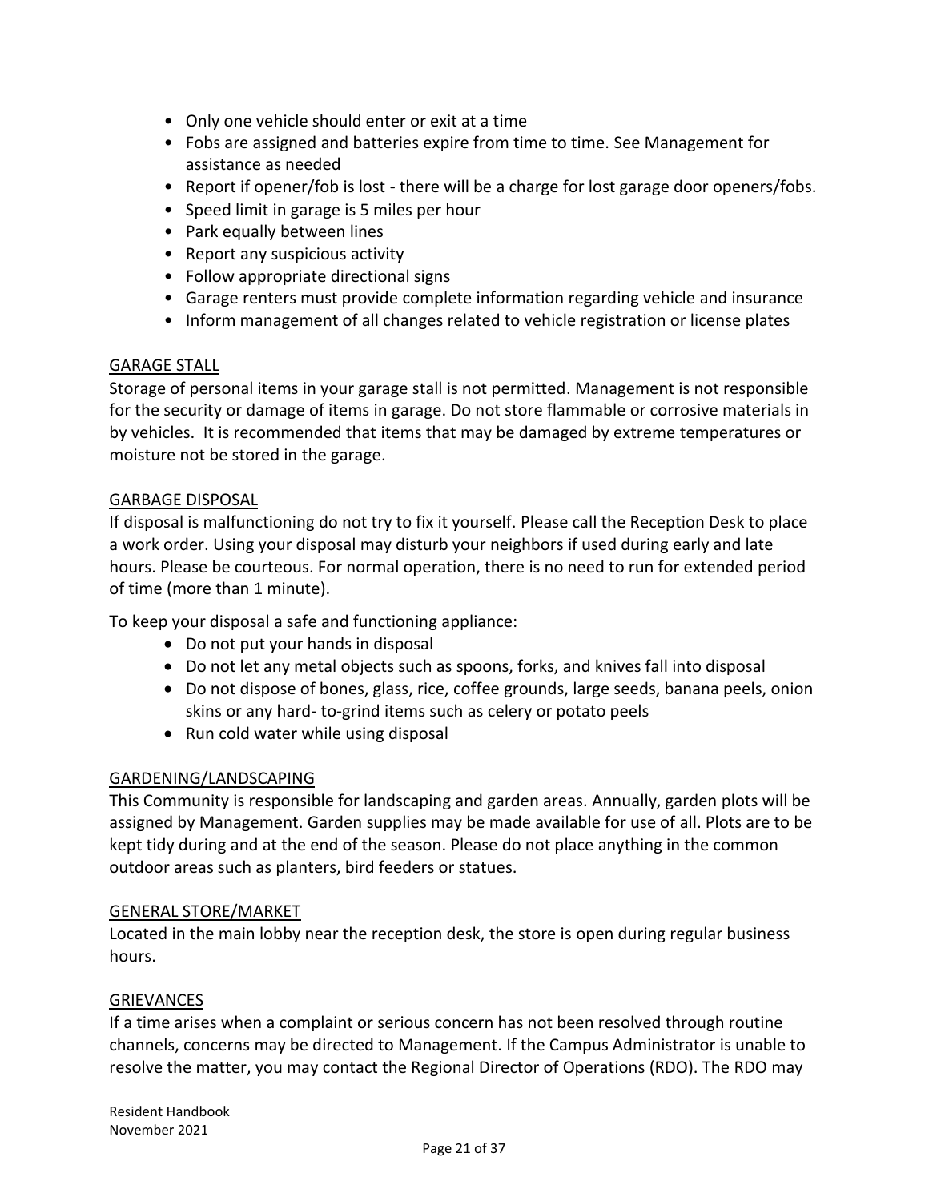- Only one vehicle should enter or exit at a time
- Fobs are assigned and batteries expire from time to time. See Management for assistance as needed
- Report if opener/fob is lost - there will be a charge for lost garage door openers/fobs.
- Speed limit in garage is 5 miles per hour
- Park equally between lines
- Report any suspicious activity
- Follow appropriate directional signs
- Garage renters must provide complete information regarding vehicle and insurance
- Inform management of all changes related to vehicle registration or license plates

## GARAGE STALL

Storage of personal items in your garage stall is not permitted. Management is not responsible for the security or damage of items in garage. Do not store flammable or corrosive materials in by vehicles. It is recommended that items that may be damaged by extreme temperatures or moisture not be stored in the garage.

## GARBAGE DISPOSAL

If disposal is malfunctioning do not try to fix it yourself. Please call the Reception Desk to place a work order. Using your disposal may disturb your neighbors if used during early and late hours. Please be courteous. For normal operation, there is no need to run for extended period of time (more than 1 minute).

To keep your disposal a safe and functioning appliance:

- Do not put your hands in disposal
- Do not let any metal objects such as spoons, forks, and knives fall into disposal
- Do not dispose of bones, glass, rice, coffee grounds, large seeds, banana peels, onion skins or any hard- to-grind items such as celery or potato peels
- Run cold water while using disposal

## GARDENING/LANDSCAPING

This Community is responsible for landscaping and garden areas. Annually, garden plots will be assigned by Management. Garden supplies may be made available for use of all. Plots are to be kept tidy during and at the end of the season. Please do not place anything in the common outdoor areas such as planters, bird feeders or statues.

## GENERAL STORE/MARKET

Located in the main lobby near the reception desk, the store is open during regular business hours.

## GRIEVANCES

If a time arises when a complaint or serious concern has not been resolved through routine channels, concerns may be directed to Management. If the Campus Administrator is unable to resolve the matter, you may contact the Regional Director of Operations (RDO). The RDO may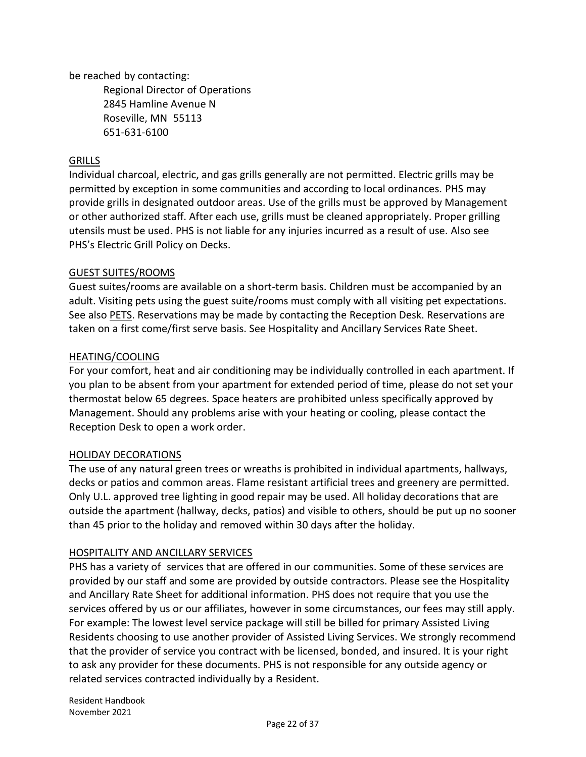be reached by contacting:

Regional Director of Operations  
2845 Hamline Avenue N  
Roseville, MN 55113  
651-631-6100

## GRILLS

Individual charcoal, electric, and gas grills generally are not permitted. Electric grills may be permitted by exception in some communities and according to local ordinances. PHS may provide grills in designated outdoor areas. Use of the grills must be approved by Management or other authorized staff. After each use, grills must be cleaned appropriately. Proper grilling utensils must be used. PHS is not liable for any injuries incurred as a result of use. Also see PHS's Electric Grill Policy on Decks.

## GUEST SUITES/ROOMS

Guest suites/rooms are available on a short-term basis. Children must be accompanied by an adult. Visiting pets using the guest suite/rooms must comply with all visiting pet expectations. See also PETS. Reservations may be made by contacting the Reception Desk. Reservations are taken on a first come/first serve basis. See Hospitality and Ancillary Services Rate Sheet.

## HEATING/COOLING

For your comfort, heat and air conditioning may be individually controlled in each apartment. If you plan to be absent from your apartment for extended period of time, please do not set your thermostat below 65 degrees. Space heaters are prohibited unless specifically approved by Management. Should any problems arise with your heating or cooling, please contact the Reception Desk to open a work order.

## HOLIDAY DECORATIONS

The use of any natural green trees or wreaths is prohibited in individual apartments, hallways, decks or patios and common areas. Flame resistant artificial trees and greenery are permitted. Only U.L. approved tree lighting in good repair may be used. All holiday decorations that are outside the apartment (hallway, decks, patios) and visible to others, should be put up no sooner than 45 prior to the holiday and removed within 30 days after the holiday.

## HOSPITALITY AND ANCILLARY SERVICES

PHS has a variety of services that are offered in our communities. Some of these services are provided by our staff and some are provided by outside contractors. Please see the Hospitality and Ancillary Rate Sheet for additional information. PHS does not require that you use the services offered by us or our affiliates, however in some circumstances, our fees may still apply. For example: The lowest level service package will still be billed for primary Assisted Living Residents choosing to use another provider of Assisted Living Services. We strongly recommend that the provider of service you contract with be licensed, bonded, and insured. It is your right to ask any provider for these documents. PHS is not responsible for any outside agency or related services contracted individually by a Resident.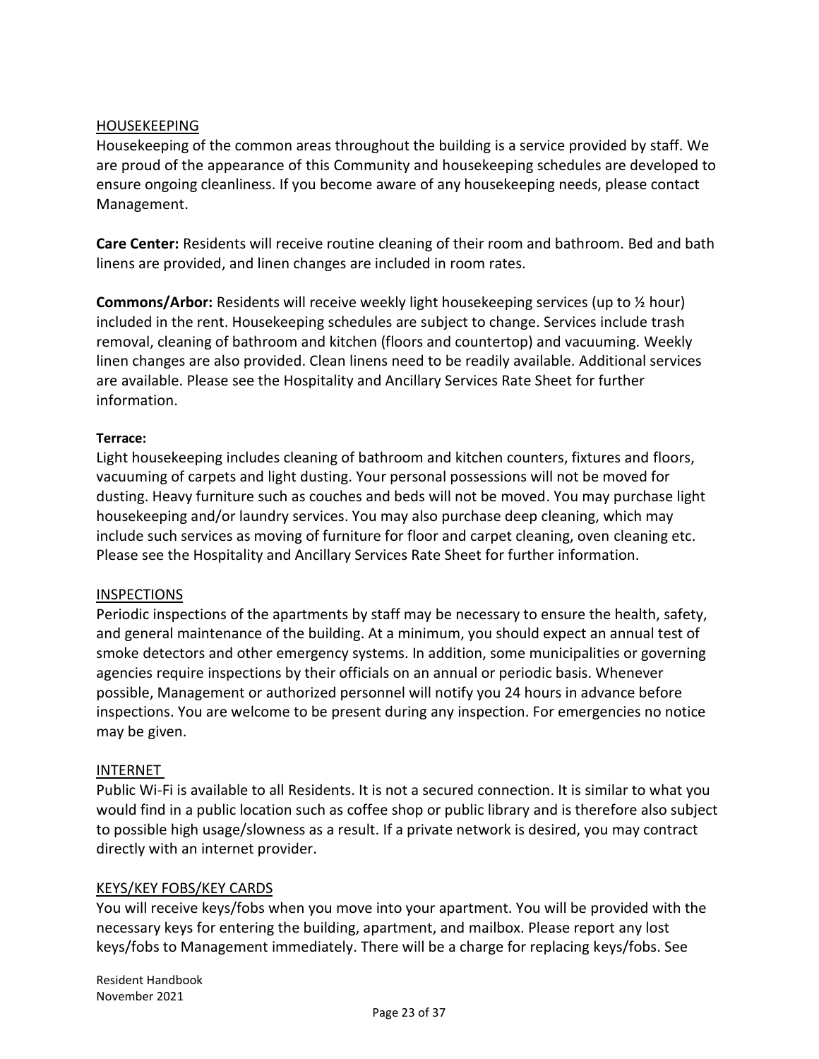## HOUSEKEEPING

Housekeeping of the common areas throughout the building is a service provided by staff. We are proud of the appearance of this Community and housekeeping schedules are developed to ensure ongoing cleanliness. If you become aware of any housekeeping needs, please contact Management.

**Care Center:** Residents will receive routine cleaning of their room and bathroom. Bed and bath linens are provided, and linen changes are included in room rates.

**Commons/Arbor:** Residents will receive weekly light housekeeping services (up to ½ hour) included in the rent. Housekeeping schedules are subject to change. Services include trash removal, cleaning of bathroom and kitchen (floors and countertop) and vacuuming. Weekly linen changes are also provided. Clean linens need to be readily available. Additional services are available. Please see the Hospitality and Ancillary Services Rate Sheet for further information.

**Terrace:**

Light housekeeping includes cleaning of bathroom and kitchen counters, fixtures and floors, vacuuming of carpets and light dusting. Your personal possessions will not be moved for dusting. Heavy furniture such as couches and beds will not be moved. You may purchase light housekeeping and/or laundry services. You may also purchase deep cleaning, which may include such services as moving of furniture for floor and carpet cleaning, oven cleaning etc. Please see the Hospitality and Ancillary Services Rate Sheet for further information.

## INSPECTIONS

Periodic inspections of the apartments by staff may be necessary to ensure the health, safety, and general maintenance of the building. At a minimum, you should expect an annual test of smoke detectors and other emergency systems. In addition, some municipalities or governing agencies require inspections by their officials on an annual or periodic basis. Whenever possible, Management or authorized personnel will notify you 24 hours in advance before inspections. You are welcome to be present during any inspection. For emergencies no notice may be given.

## INTERNET

Public Wi-Fi is available to all Residents. It is not a secured connection. It is similar to what you would find in a public location such as coffee shop or public library and is therefore also subject to possible high usage/slowness as a result. If a private network is desired, you may contract directly with an internet provider.

## KEYS/KEY FOBS/KEY CARDS

You will receive keys/fobs when you move into your apartment. You will be provided with the necessary keys for entering the building, apartment, and mailbox. Please report any lost keys/fobs to Management immediately. There will be a charge for replacing keys/fobs. See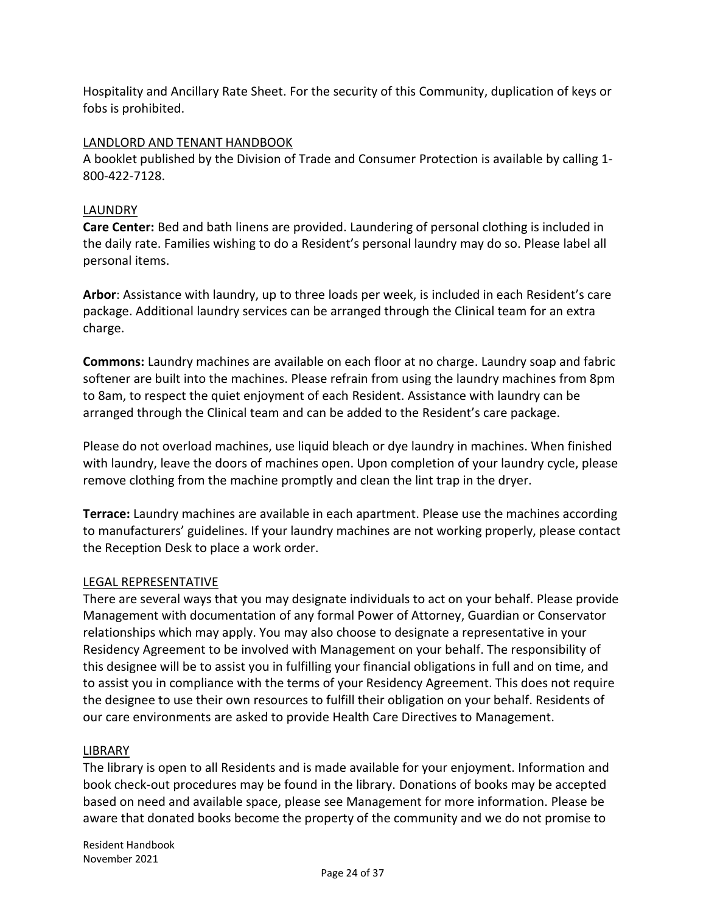Hospitality and Ancillary Rate Sheet. For the security of this Community, duplication of keys or fobs is prohibited.

## LANDLORD AND TENANT HANDBOOK

A booklet published by the Division of Trade and Consumer Protection is available by calling 1-800-422-7128.

## LAUNDRY

**Care Center:** Bed and bath linens are provided. Laundering of personal clothing is included in the daily rate. Families wishing to do a Resident's personal laundry may do so. Please label all personal items.

**Arbor**: Assistance with laundry, up to three loads per week, is included in each Resident's care package. Additional laundry services can be arranged through the Clinical team for an extra charge.

**Commons:** Laundry machines are available on each floor at no charge. Laundry soap and fabric softener are built into the machines. Please refrain from using the laundry machines from 8pm to 8am, to respect the quiet enjoyment of each Resident. Assistance with laundry can be arranged through the Clinical team and can be added to the Resident's care package.

Please do not overload machines, use liquid bleach or dye laundry in machines. When finished with laundry, leave the doors of machines open. Upon completion of your laundry cycle, please remove clothing from the machine promptly and clean the lint trap in the dryer.

**Terrace:** Laundry machines are available in each apartment. Please use the machines according to manufacturers' guidelines. If your laundry machines are not working properly, please contact the Reception Desk to place a work order.

## LEGAL REPRESENTATIVE

There are several ways that you may designate individuals to act on your behalf. Please provide Management with documentation of any formal Power of Attorney, Guardian or Conservator relationships which may apply. You may also choose to designate a representative in your Residency Agreement to be involved with Management on your behalf. The responsibility of this designee will be to assist you in fulfilling your financial obligations in full and on time, and to assist you in compliance with the terms of your Residency Agreement. This does not require the designee to use their own resources to fulfill their obligation on your behalf. Residents of our care environments are asked to provide Health Care Directives to Management.

## LIBRARY

The library is open to all Residents and is made available for your enjoyment. Information and book check-out procedures may be found in the library. Donations of books may be accepted based on need and available space, please see Management for more information. Please be aware that donated books become the property of the community and we do not promise to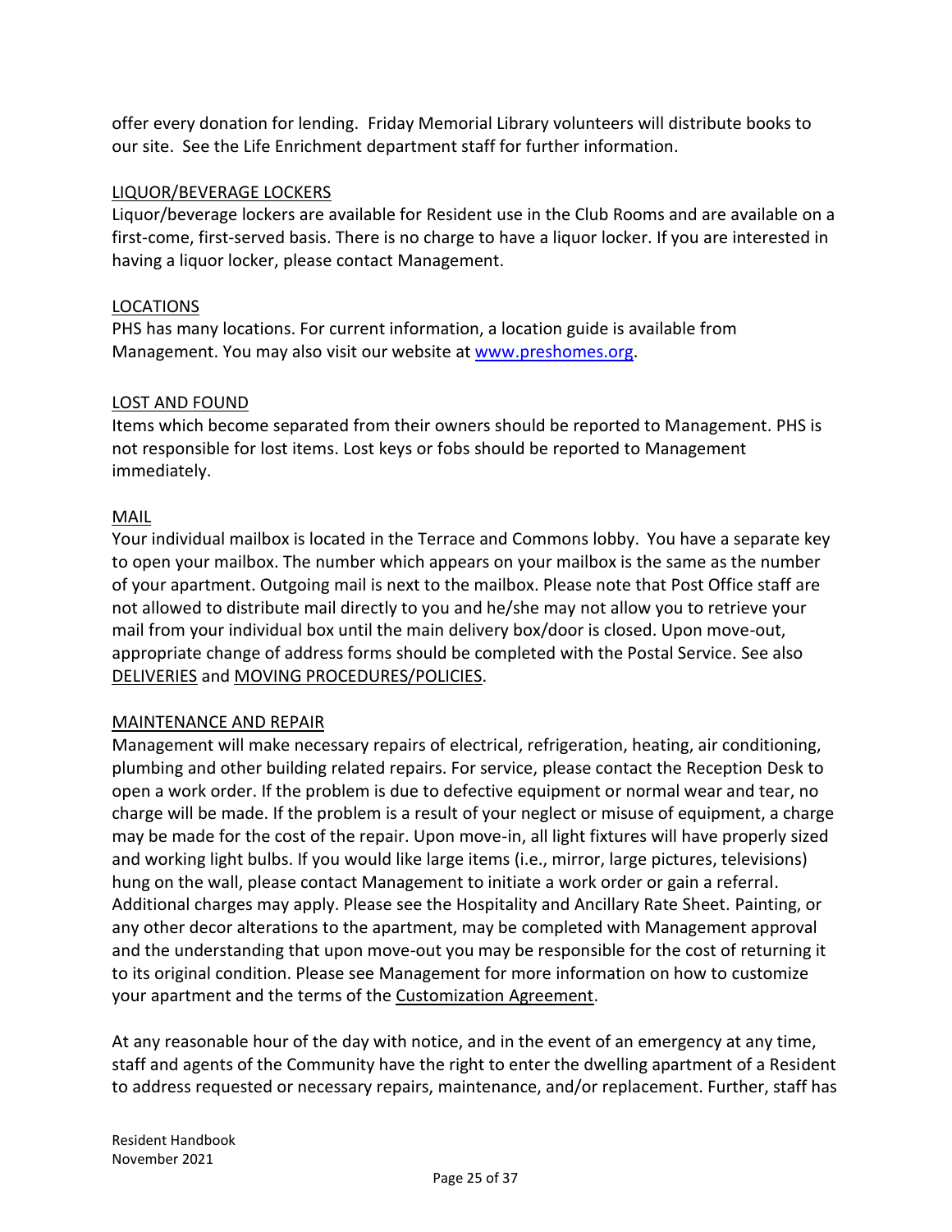offer every donation for lending. Friday Memorial Library volunteers will distribute books to our site. See the Life Enrichment department staff for further information.

## LIQUOR/BEVERAGE LOCKERS

Liquor/beverage lockers are available for Resident use in the Club Rooms and are available on a first-come, first-served basis. There is no charge to have a liquor locker. If you are interested in having a liquor locker, please contact Management.

## LOCATIONS

PHS has many locations. For current information, a location guide is available from Management. You may also visit our website at [www.preshomes.org](www.preshomes.org).

## LOST AND FOUND

Items which become separated from their owners should be reported to Management. PHS is not responsible for lost items. Lost keys or fobs should be reported to Management immediately.

## MAIL

Your individual mailbox is located in the Terrace and Commons lobby. You have a separate key to open your mailbox. The number which appears on your mailbox is the same as the number of your apartment. Outgoing mail is next to the mailbox. Please note that Post Office staff are not allowed to distribute mail directly to you and he/she may not allow you to retrieve your mail from your individual box until the main delivery box/door is closed. Upon move-out, appropriate change of address forms should be completed with the Postal Service. See also DELIVERIES and MOVING PROCEDURES/POLICIES.

## MAINTENANCE AND REPAIR

Management will make necessary repairs of electrical, refrigeration, heating, air conditioning, plumbing and other building related repairs. For service, please contact the Reception Desk to open a work order. If the problem is due to defective equipment or normal wear and tear, no charge will be made. If the problem is a result of your neglect or misuse of equipment, a charge may be made for the cost of the repair. Upon move-in, all light fixtures will have properly sized and working light bulbs. If you would like large items (i.e., mirror, large pictures, televisions) hung on the wall, please contact Management to initiate a work order or gain a referral. Additional charges may apply. Please see the Hospitality and Ancillary Rate Sheet. Painting, or any other decor alterations to the apartment, may be completed with Management approval and the understanding that upon move-out you may be responsible for the cost of returning it to its original condition. Please see Management for more information on how to customize your apartment and the terms of the Customization Agreement.

At any reasonable hour of the day with notice, and in the event of an emergency at any time, staff and agents of the Community have the right to enter the dwelling apartment of a Resident to address requested or necessary repairs, maintenance, and/or replacement. Further, staff has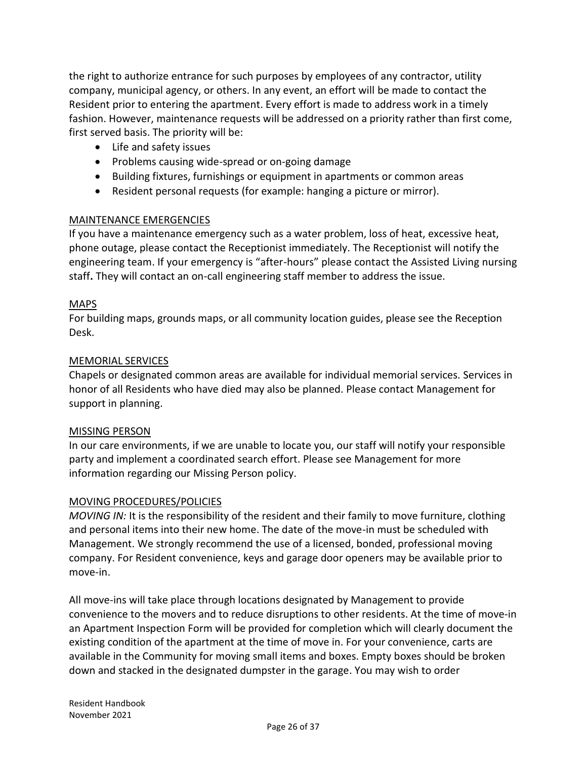the right to authorize entrance for such purposes by employees of any contractor, utility company, municipal agency, or others. In any event, an effort will be made to contact the Resident prior to entering the apartment. Every effort is made to address work in a timely fashion. However, maintenance requests will be addressed on a priority rather than first come, first served basis. The priority will be:

- Life and safety issues
- Problems causing wide-spread or on-going damage
- Building fixtures, furnishings or equipment in apartments or common areas
- Resident personal requests (for example: hanging a picture or mirror).

## MAINTENANCE EMERGENCIES

If you have a maintenance emergency such as a water problem, loss of heat, excessive heat, phone outage, please contact the Receptionist immediately. The Receptionist will notify the engineering team. If your emergency is "after-hours" please contact the Assisted Living nursing staff**.** They will contact an on-call engineering staff member to address the issue.

## MAPS

For building maps, grounds maps, or all community location guides, please see the Reception Desk.

## MEMORIAL SERVICES

Chapels or designated common areas are available for individual memorial services. Services in honor of all Residents who have died may also be planned. Please contact Management for support in planning.

## MISSING PERSON

In our care environments, if we are unable to locate you, our staff will notify your responsible party and implement a coordinated search effort. Please see Management for more information regarding our Missing Person policy.

## MOVING PROCEDURES/POLICIES

*MOVING IN:* It is the responsibility of the resident and their family to move furniture, clothing and personal items into their new home. The date of the move-in must be scheduled with Management. We strongly recommend the use of a licensed, bonded, professional moving company. For Resident convenience, keys and garage door openers may be available prior to move-in.

All move-ins will take place through locations designated by Management to provide convenience to the movers and to reduce disruptions to other residents. At the time of move-in an Apartment Inspection Form will be provided for completion which will clearly document the existing condition of the apartment at the time of move in. For your convenience, carts are available in the Community for moving small items and boxes. Empty boxes should be broken down and stacked in the designated dumpster in the garage. You may wish to order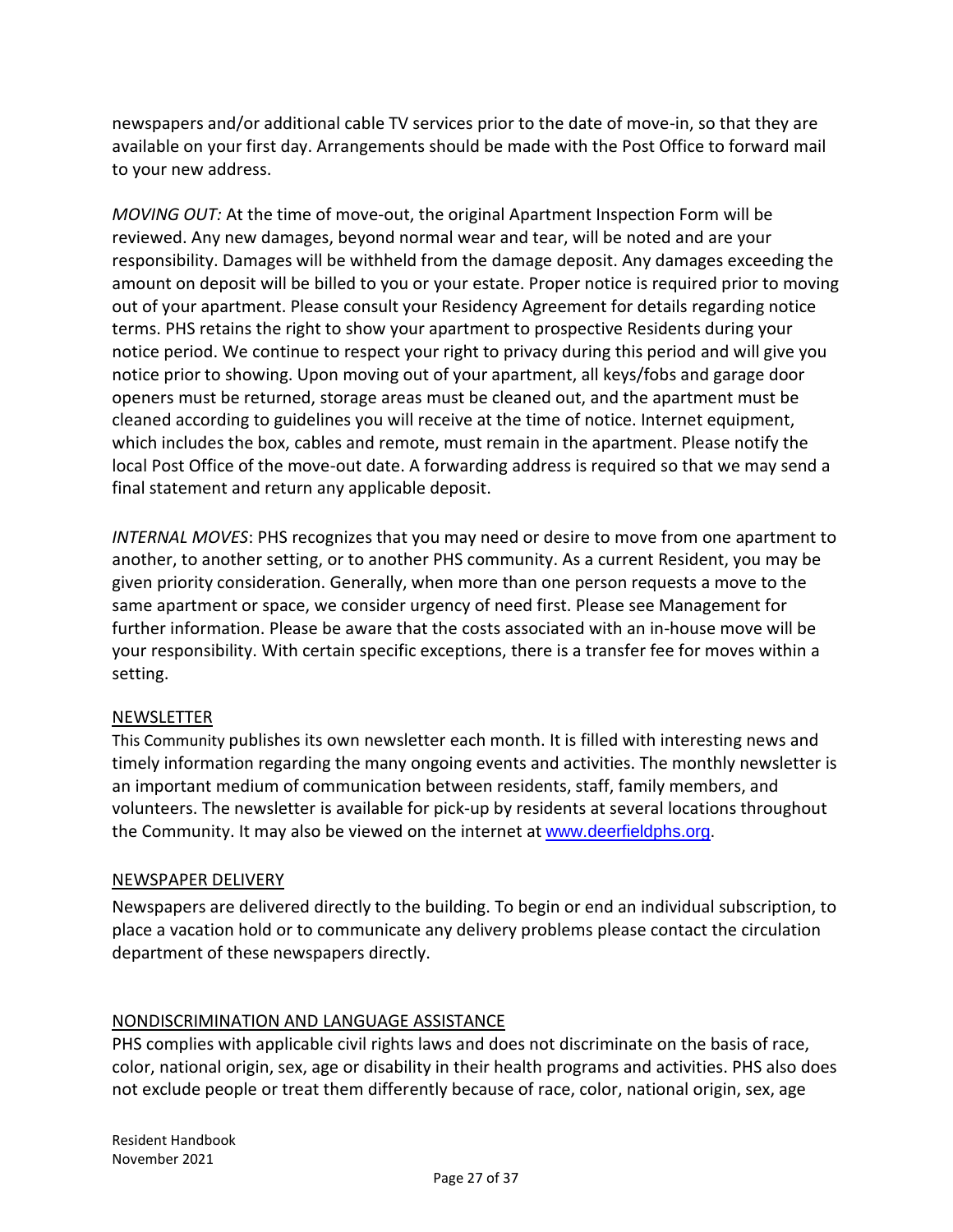newspapers and/or additional cable TV services prior to the date of move-in, so that they are available on your first day. Arrangements should be made with the Post Office to forward mail to your new address.

*MOVING OUT:* At the time of move-out, the original Apartment Inspection Form will be reviewed. Any new damages, beyond normal wear and tear, will be noted and are your responsibility. Damages will be withheld from the damage deposit. Any damages exceeding the amount on deposit will be billed to you or your estate. Proper notice is required prior to moving out of your apartment. Please consult your Residency Agreement for details regarding notice terms. PHS retains the right to show your apartment to prospective Residents during your notice period. We continue to respect your right to privacy during this period and will give you notice prior to showing. Upon moving out of your apartment, all keys/fobs and garage door openers must be returned, storage areas must be cleaned out, and the apartment must be cleaned according to guidelines you will receive at the time of notice. Internet equipment, which includes the box, cables and remote, must remain in the apartment. Please notify the local Post Office of the move-out date. A forwarding address is required so that we may send a final statement and return any applicable deposit.

*INTERNAL MOVES*: PHS recognizes that you may need or desire to move from one apartment to another, to another setting, or to another PHS community. As a current Resident, you may be given priority consideration. Generally, when more than one person requests a move to the same apartment or space, we consider urgency of need first. Please see Management for further information. Please be aware that the costs associated with an in-house move will be your responsibility. With certain specific exceptions, there is a transfer fee for moves within a setting.

## NEWSLETTER

This Community publishes its own newsletter each month. It is filled with interesting news and timely information regarding the many ongoing events and activities. The monthly newsletter is an important medium of communication between residents, staff, family members, and volunteers. The newsletter is available for pick-up by residents at several locations throughout the Community. It may also be viewed on the internet at www.deerfieldphs.org.

## NEWSPAPER DELIVERY

Newspapers are delivered directly to the building. To begin or end an individual subscription, to place a vacation hold or to communicate any delivery problems please contact the circulation department of these newspapers directly.

## NONDISCRIMINATION AND LANGUAGE ASSISTANCE

PHS complies with applicable civil rights laws and does not discriminate on the basis of race, color, national origin, sex, age or disability in their health programs and activities. PHS also does not exclude people or treat them differently because of race, color, national origin, sex, age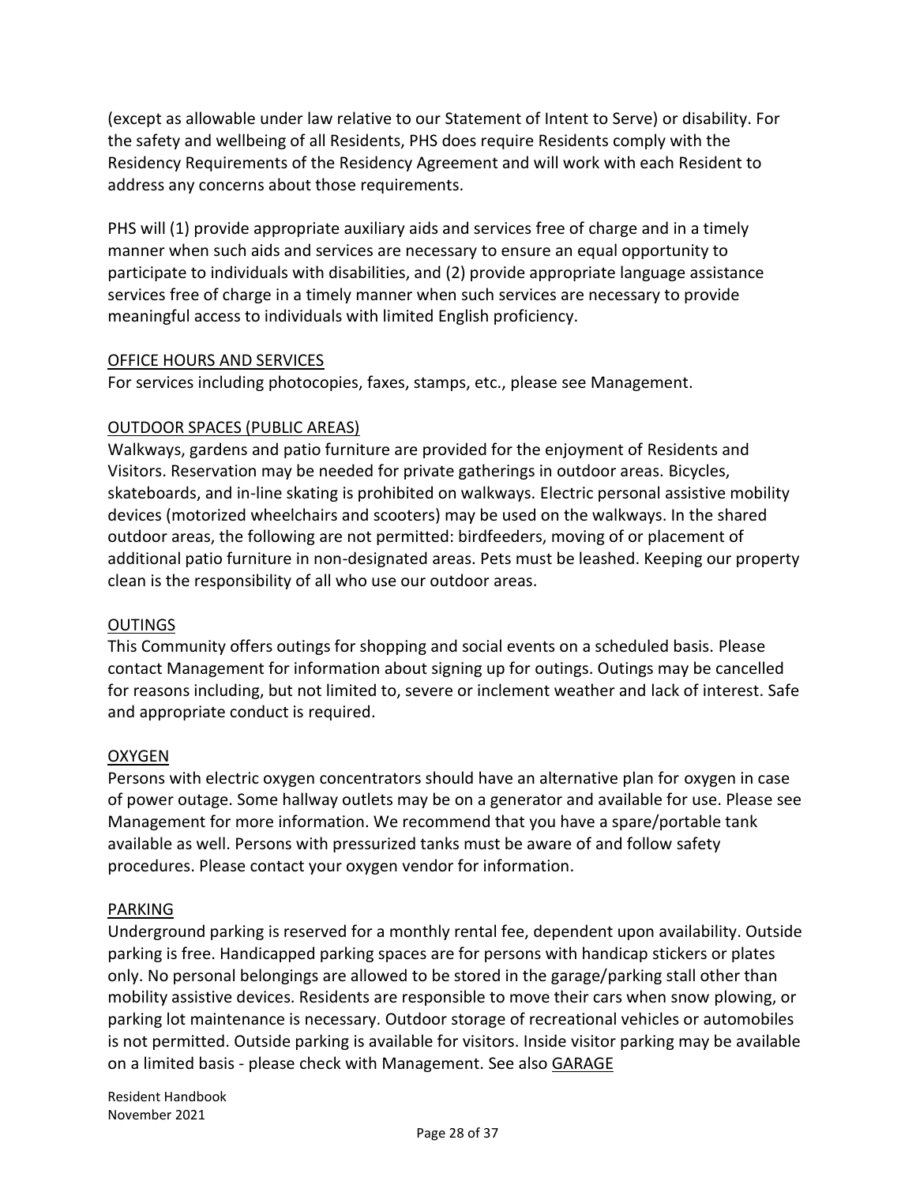(except as allowable under law relative to our Statement of Intent to Serve) or disability. For the safety and wellbeing of all Residents, PHS does require Residents comply with the Residency Requirements of the Residency Agreement and will work with each Resident to address any concerns about those requirements.

PHS will (1) provide appropriate auxiliary aids and services free of charge and in a timely manner when such aids and services are necessary to ensure an equal opportunity to participate to individuals with disabilities, and (2) provide appropriate language assistance services free of charge in a timely manner when such services are necessary to provide meaningful access to individuals with limited English proficiency.

## OFFICE HOURS AND SERVICES

For services including photocopies, faxes, stamps, etc., please see Management.

## OUTDOOR SPACES (PUBLIC AREAS)

Walkways, gardens and patio furniture are provided for the enjoyment of Residents and Visitors. Reservation may be needed for private gatherings in outdoor areas. Bicycles, skateboards, and in-line skating is prohibited on walkways. Electric personal assistive mobility devices (motorized wheelchairs and scooters) may be used on the walkways. In the shared outdoor areas, the following are not permitted: birdfeeders, moving of or placement of additional patio furniture in non-designated areas. Pets must be leashed. Keeping our property clean is the responsibility of all who use our outdoor areas.

## OUTINGS

This Community offers outings for shopping and social events on a scheduled basis. Please contact Management for information about signing up for outings. Outings may be cancelled for reasons including, but not limited to, severe or inclement weather and lack of interest. Safe and appropriate conduct is required.

## OXYGEN

Persons with electric oxygen concentrators should have an alternative plan for oxygen in case of power outage. Some hallway outlets may be on a generator and available for use. Please see Management for more information. We recommend that you have a spare/portable tank available as well. Persons with pressurized tanks must be aware of and follow safety procedures. Please contact your oxygen vendor for information.

## PARKING

Underground parking is reserved for a monthly rental fee, dependent upon availability. Outside parking is free. Handicapped parking spaces are for persons with handicap stickers or plates only. No personal belongings are allowed to be stored in the garage/parking stall other than mobility assistive devices. Residents are responsible to move their cars when snow plowing, or parking lot maintenance is necessary. Outdoor storage of recreational vehicles or automobiles is not permitted. Outside parking is available for visitors. Inside visitor parking may be available on a limited basis - please check with Management. See also GARAGE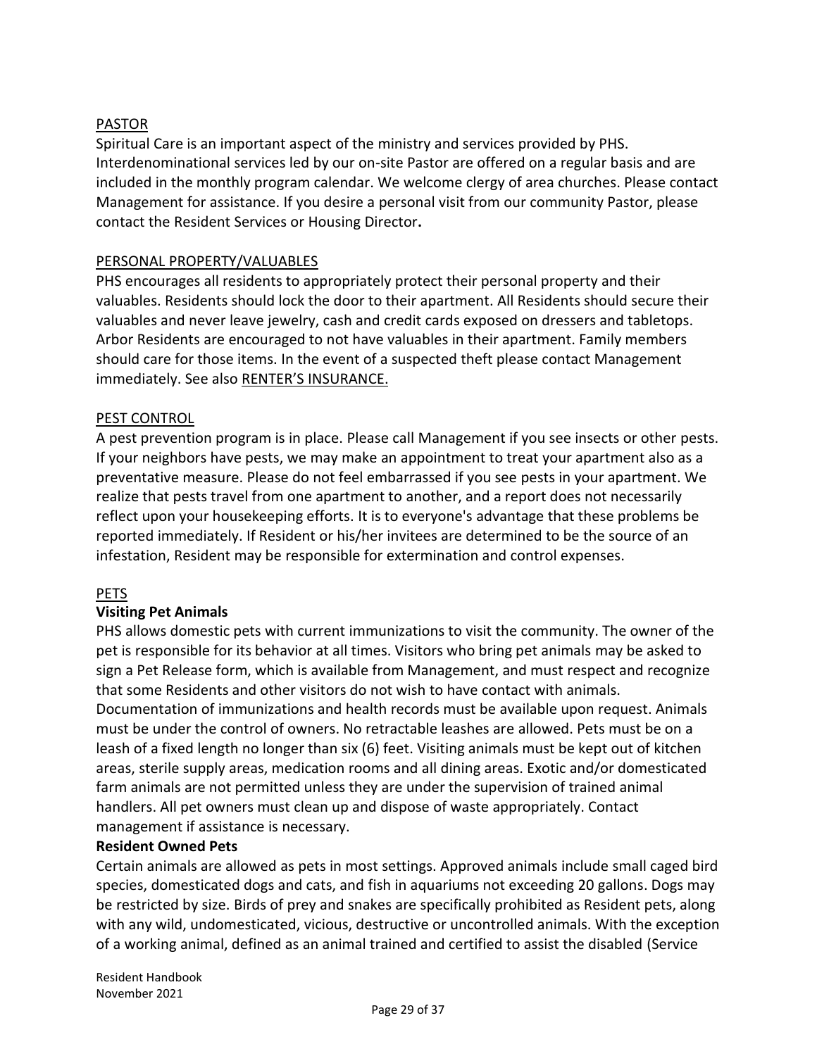PASTOR

Spiritual Care is an important aspect of the ministry and services provided by PHS. Interdenominational services led by our on-site Pastor are offered on a regular basis and are included in the monthly program calendar. We welcome clergy of area churches. Please contact Management for assistance. If you desire a personal visit from our community Pastor, please contact the Resident Services or Housing Director**.**

PERSONAL PROPERTY/VALUABLES

PHS encourages all residents to appropriately protect their personal property and their valuables. Residents should lock the door to their apartment. All Residents should secure their valuables and never leave jewelry, cash and credit cards exposed on dressers and tabletops. Arbor Residents are encouraged to not have valuables in their apartment. Family members should care for those items. In the event of a suspected theft please contact Management immediately. See also RENTER'S INSURANCE.

PEST CONTROL

A pest prevention program is in place. Please call Management if you see insects or other pests. If your neighbors have pests, we may make an appointment to treat your apartment also as a preventative measure. Please do not feel embarrassed if you see pests in your apartment. We realize that pests travel from one apartment to another, and a report does not necessarily reflect upon your housekeeping efforts. It is to everyone's advantage that these problems be reported immediately. If Resident or his/her invitees are determined to be the source of an infestation, Resident may be responsible for extermination and control expenses.

PETS

**Visiting Pet Animals**

PHS allows domestic pets with current immunizations to visit the community. The owner of the pet is responsible for its behavior at all times. Visitors who bring pet animals may be asked to sign a Pet Release form, which is available from Management, and must respect and recognize that some Residents and other visitors do not wish to have contact with animals. Documentation of immunizations and health records must be available upon request. Animals must be under the control of owners. No retractable leashes are allowed. Pets must be on a leash of a fixed length no longer than six (6) feet. Visiting animals must be kept out of kitchen areas, sterile supply areas, medication rooms and all dining areas. Exotic and/or domesticated farm animals are not permitted unless they are under the supervision of trained animal handlers. All pet owners must clean up and dispose of waste appropriately. Contact management if assistance is necessary.

**Resident Owned Pets**

Certain animals are allowed as pets in most settings. Approved animals include small caged bird species, domesticated dogs and cats, and fish in aquariums not exceeding 20 gallons. Dogs may be restricted by size. Birds of prey and snakes are specifically prohibited as Resident pets, along with any wild, undomesticated, vicious, destructive or uncontrolled animals. With the exception of a working animal, defined as an animal trained and certified to assist the disabled (Service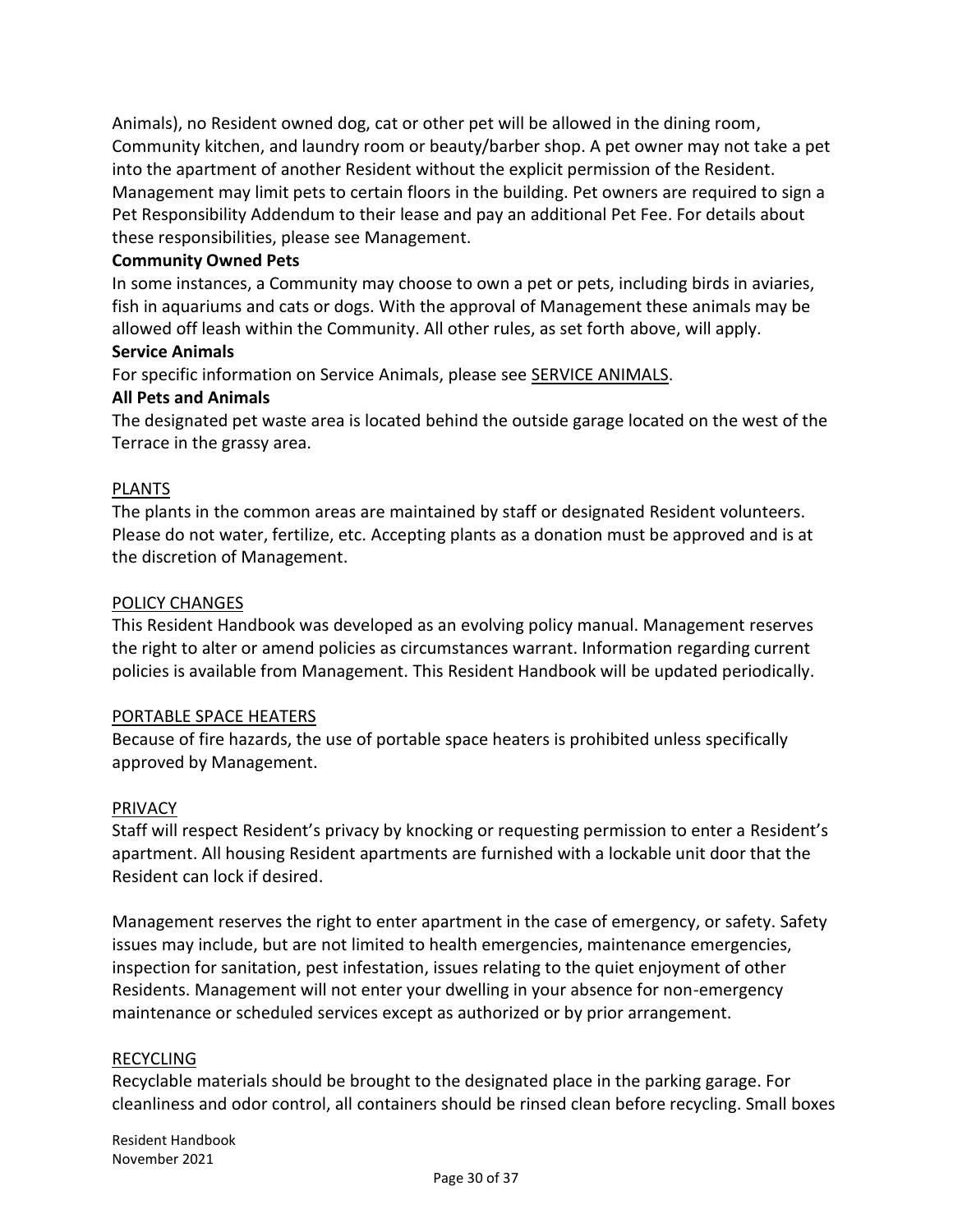Animals), no Resident owned dog, cat or other pet will be allowed in the dining room, Community kitchen, and laundry room or beauty/barber shop. A pet owner may not take a pet into the apartment of another Resident without the explicit permission of the Resident. Management may limit pets to certain floors in the building. Pet owners are required to sign a Pet Responsibility Addendum to their lease and pay an additional Pet Fee. For details about these responsibilities, please see Management.

**Community Owned Pets**

In some instances, a Community may choose to own a pet or pets, including birds in aviaries, fish in aquariums and cats or dogs. With the approval of Management these animals may be allowed off leash within the Community. All other rules, as set forth above, will apply.

**Service Animals**

For specific information on Service Animals, please see SERVICE ANIMALS.

**All Pets and Animals**

The designated pet waste area is located behind the outside garage located on the west of the Terrace in the grassy area.

## PLANTS

The plants in the common areas are maintained by staff or designated Resident volunteers. Please do not water, fertilize, etc. Accepting plants as a donation must be approved and is at the discretion of Management.

## POLICY CHANGES

This Resident Handbook was developed as an evolving policy manual. Management reserves the right to alter or amend policies as circumstances warrant. Information regarding current policies is available from Management. This Resident Handbook will be updated periodically.

## PORTABLE SPACE HEATERS

Because of fire hazards, the use of portable space heaters is prohibited unless specifically approved by Management.

## PRIVACY

Staff will respect Resident's privacy by knocking or requesting permission to enter a Resident's apartment. All housing Resident apartments are furnished with a lockable unit door that the Resident can lock if desired.

Management reserves the right to enter apartment in the case of emergency, or safety. Safety issues may include, but are not limited to health emergencies, maintenance emergencies, inspection for sanitation, pest infestation, issues relating to the quiet enjoyment of other Residents. Management will not enter your dwelling in your absence for non-emergency maintenance or scheduled services except as authorized or by prior arrangement.

## RECYCLING

Recyclable materials should be brought to the designated place in the parking garage. For cleanliness and odor control, all containers should be rinsed clean before recycling. Small boxes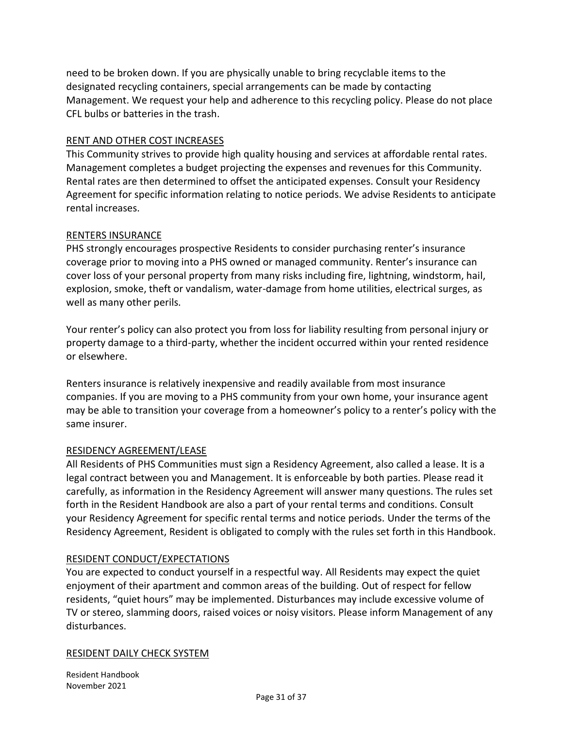need to be broken down. If you are physically unable to bring recyclable items to the designated recycling containers, special arrangements can be made by contacting Management. We request your help and adherence to this recycling policy. Please do not place CFL bulbs or batteries in the trash.

## RENT AND OTHER COST INCREASES

This Community strives to provide high quality housing and services at affordable rental rates. Management completes a budget projecting the expenses and revenues for this Community. Rental rates are then determined to offset the anticipated expenses. Consult your Residency Agreement for specific information relating to notice periods. We advise Residents to anticipate rental increases.

## RENTERS INSURANCE

PHS strongly encourages prospective Residents to consider purchasing renter's insurance coverage prior to moving into a PHS owned or managed community. Renter's insurance can cover loss of your personal property from many risks including fire, lightning, windstorm, hail, explosion, smoke, theft or vandalism, water-damage from home utilities, electrical surges, as well as many other perils.

Your renter's policy can also protect you from loss for liability resulting from personal injury or property damage to a third-party, whether the incident occurred within your rented residence or elsewhere.

Renters insurance is relatively inexpensive and readily available from most insurance companies. If you are moving to a PHS community from your own home, your insurance agent may be able to transition your coverage from a homeowner's policy to a renter's policy with the same insurer.

## RESIDENCY AGREEMENT/LEASE

All Residents of PHS Communities must sign a Residency Agreement, also called a lease. It is a legal contract between you and Management. It is enforceable by both parties. Please read it carefully, as information in the Residency Agreement will answer many questions. The rules set forth in the Resident Handbook are also a part of your rental terms and conditions. Consult your Residency Agreement for specific rental terms and notice periods. Under the terms of the Residency Agreement, Resident is obligated to comply with the rules set forth in this Handbook.

## RESIDENT CONDUCT/EXPECTATIONS

You are expected to conduct yourself in a respectful way. All Residents may expect the quiet enjoyment of their apartment and common areas of the building. Out of respect for fellow residents, "quiet hours" may be implemented. Disturbances may include excessive volume of TV or stereo, slamming doors, raised voices or noisy visitors. Please inform Management of any disturbances.

## RESIDENT DAILY CHECK SYSTEM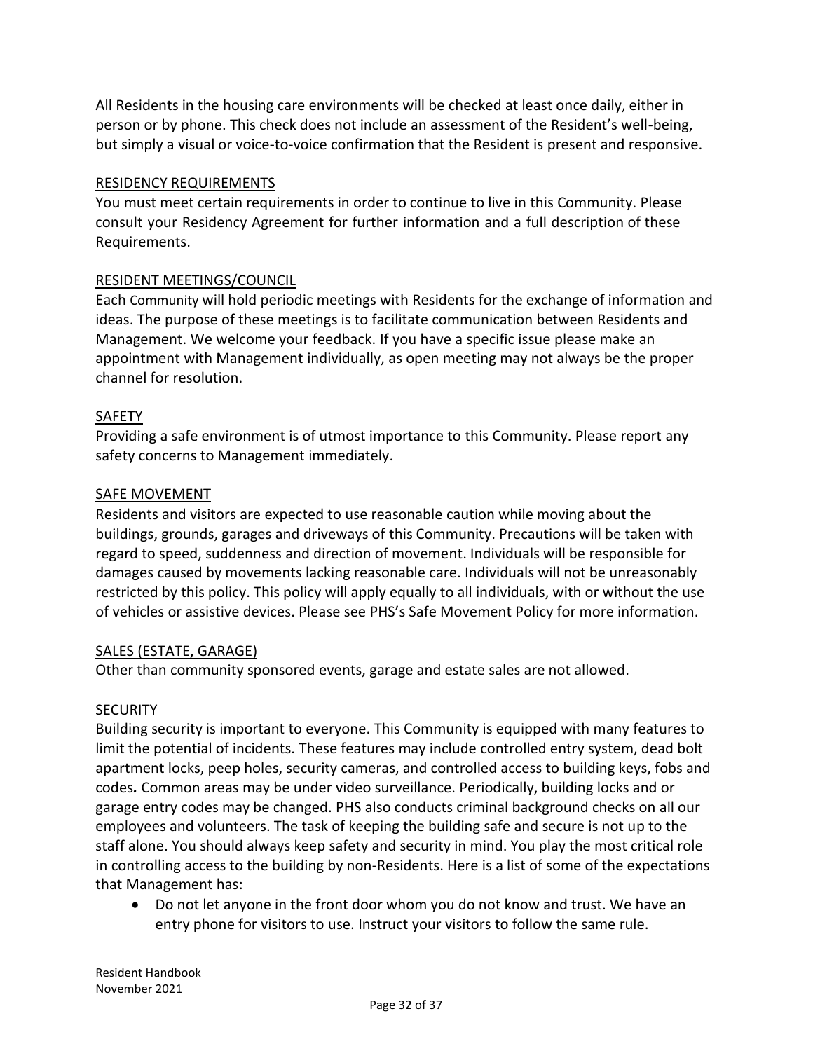All Residents in the housing care environments will be checked at least once daily, either in person or by phone. This check does not include an assessment of the Resident's well-being, but simply a visual or voice-to-voice confirmation that the Resident is present and responsive.

## RESIDENCY REQUIREMENTS

You must meet certain requirements in order to continue to live in this Community. Please consult your Residency Agreement for further information and a full description of these Requirements.

## RESIDENT MEETINGS/COUNCIL

Each Community will hold periodic meetings with Residents for the exchange of information and ideas. The purpose of these meetings is to facilitate communication between Residents and Management. We welcome your feedback. If you have a specific issue please make an appointment with Management individually, as open meeting may not always be the proper channel for resolution.

## SAFETY

Providing a safe environment is of utmost importance to this Community. Please report any safety concerns to Management immediately.

## SAFE MOVEMENT

Residents and visitors are expected to use reasonable caution while moving about the buildings, grounds, garages and driveways of this Community. Precautions will be taken with regard to speed, suddenness and direction of movement. Individuals will be responsible for damages caused by movements lacking reasonable care. Individuals will not be unreasonably restricted by this policy. This policy will apply equally to all individuals, with or without the use of vehicles or assistive devices. Please see PHS's Safe Movement Policy for more information.

## SALES (ESTATE, GARAGE)

Other than community sponsored events, garage and estate sales are not allowed.

## SECURITY

Building security is important to everyone. This Community is equipped with many features to limit the potential of incidents. These features may include controlled entry system, dead bolt apartment locks, peep holes, security cameras, and controlled access to building keys, fobs and codes**.** Common areas may be under video surveillance. Periodically, building locks and or garage entry codes may be changed. PHS also conducts criminal background checks on all our employees and volunteers. The task of keeping the building safe and secure is not up to the staff alone. You should always keep safety and security in mind. You play the most critical role in controlling access to the building by non-Residents. Here is a list of some of the expectations that Management has:

- Do not let anyone in the front door whom you do not know and trust. We have an entry phone for visitors to use. Instruct your visitors to follow the same rule.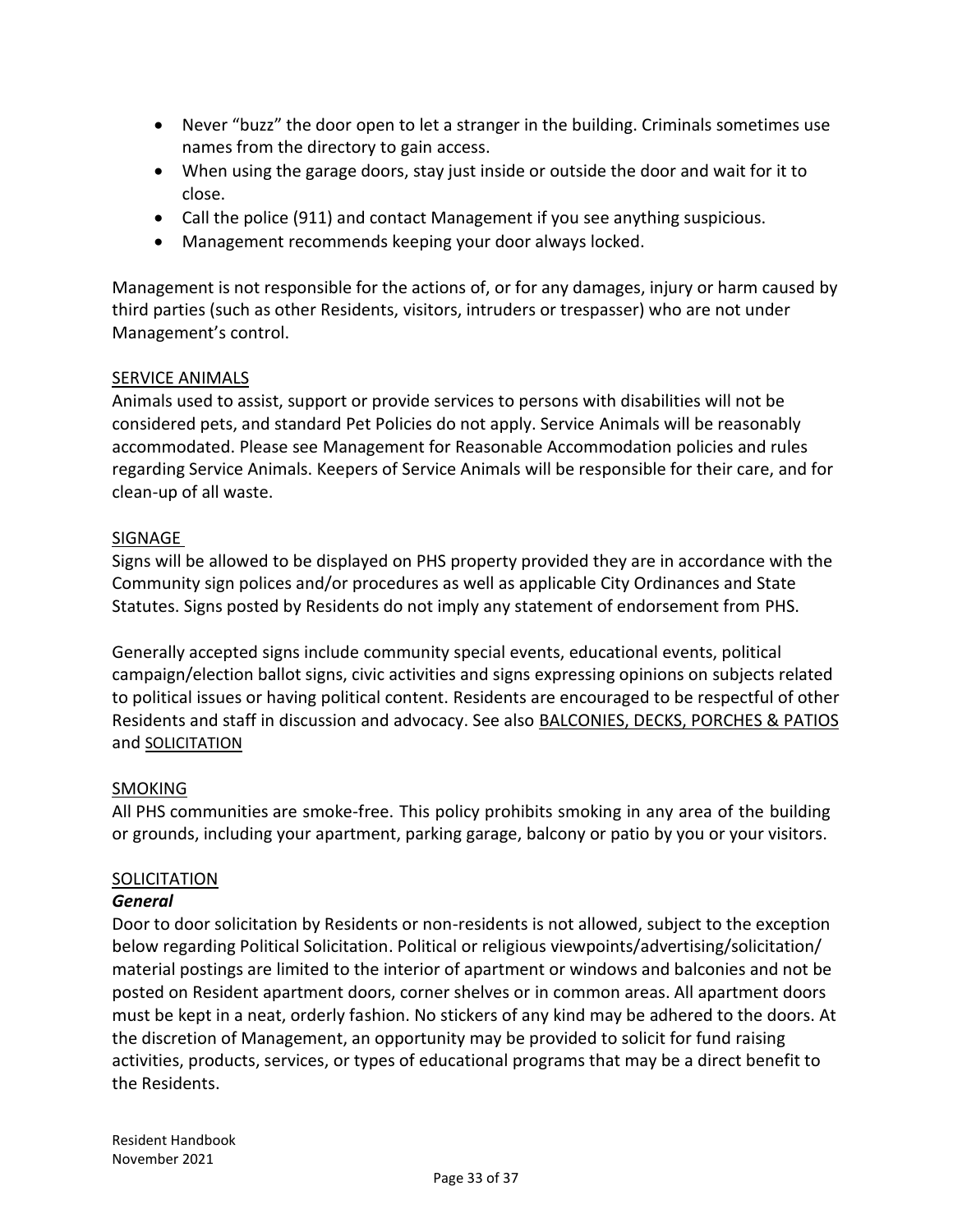- Never "buzz" the door open to let a stranger in the building. Criminals sometimes use names from the directory to gain access.
- When using the garage doors, stay just inside or outside the door and wait for it to close.
- Call the police (911) and contact Management if you see anything suspicious.
- Management recommends keeping your door always locked.

Management is not responsible for the actions of, or for any damages, injury or harm caused by third parties (such as other Residents, visitors, intruders or trespasser) who are not under Management's control.

## SERVICE ANIMALS

Animals used to assist, support or provide services to persons with disabilities will not be considered pets, and standard Pet Policies do not apply. Service Animals will be reasonably accommodated. Please see Management for Reasonable Accommodation policies and rules regarding Service Animals. Keepers of Service Animals will be responsible for their care, and for clean-up of all waste.

## SIGNAGE

Signs will be allowed to be displayed on PHS property provided they are in accordance with the Community sign polices and/or procedures as well as applicable City Ordinances and State Statutes. Signs posted by Residents do not imply any statement of endorsement from PHS.

Generally accepted signs include community special events, educational events, political campaign/election ballot signs, civic activities and signs expressing opinions on subjects related to political issues or having political content. Residents are encouraged to be respectful of other Residents and staff in discussion and advocacy. See also BALCONIES, DECKS, PORCHES & PATIOS and SOLICITATION

## SMOKING

All PHS communities are smoke-free. This policy prohibits smoking in any area of the building or grounds, including your apartment, parking garage, balcony or patio by you or your visitors.

## SOLICITATION

### *General*

Door to door solicitation by Residents or non-residents is not allowed, subject to the exception below regarding Political Solicitation. Political or religious viewpoints/advertising/solicitation/ material postings are limited to the interior of apartment or windows and balconies and not be posted on Resident apartment doors, corner shelves or in common areas. All apartment doors must be kept in a neat, orderly fashion. No stickers of any kind may be adhered to the doors. At the discretion of Management, an opportunity may be provided to solicit for fund raising activities, products, services, or types of educational programs that may be a direct benefit to the Residents.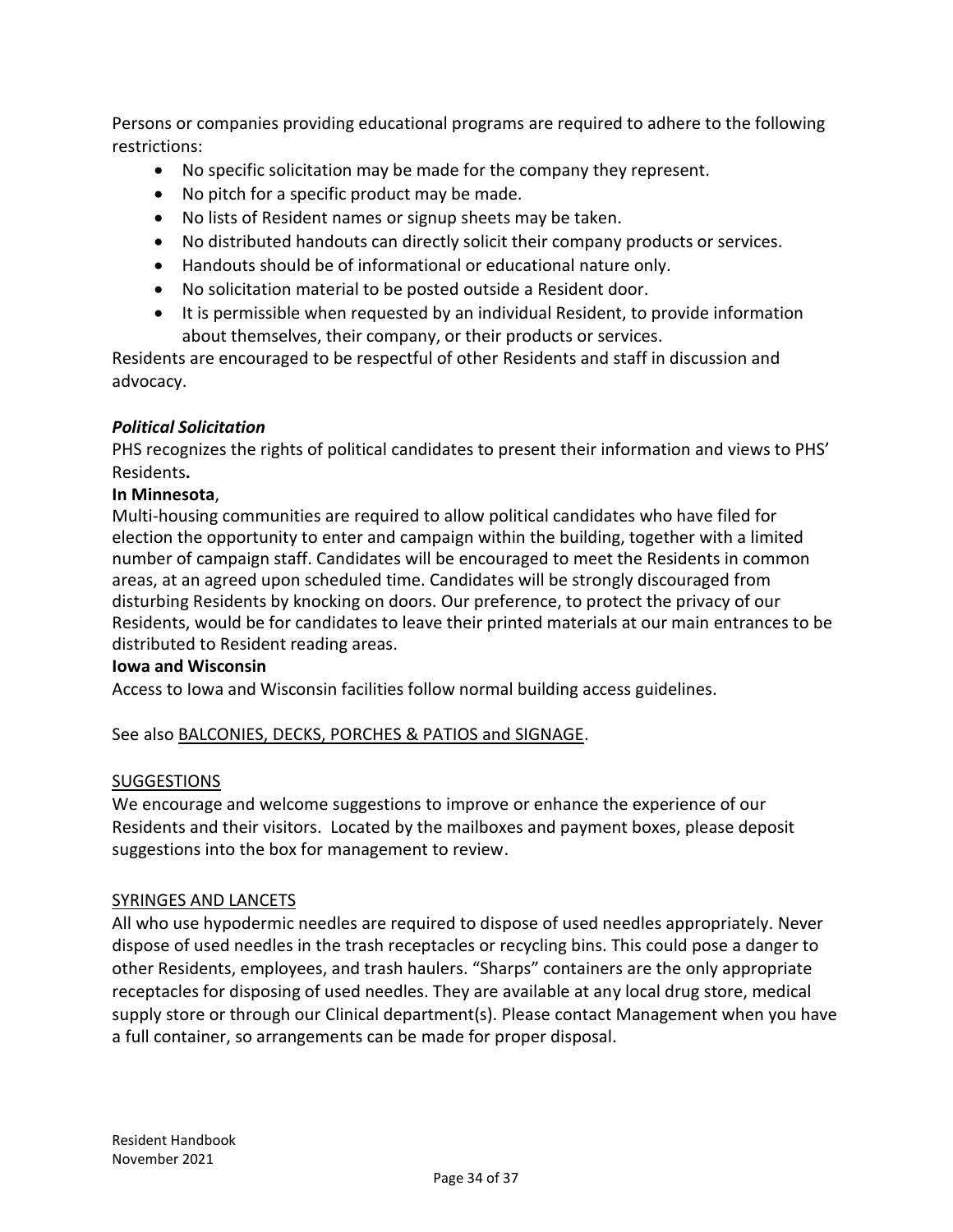Persons or companies providing educational programs are required to adhere to the following restrictions:

- No specific solicitation may be made for the company they represent.
- No pitch for a specific product may be made.
- No lists of Resident names or signup sheets may be taken.
- No distributed handouts can directly solicit their company products or services.
- Handouts should be of informational or educational nature only.
- No solicitation material to be posted outside a Resident door.
- It is permissible when requested by an individual Resident, to provide information about themselves, their company, or their products or services.

Residents are encouraged to be respectful of other Residents and staff in discussion and advocacy.

***Political Solicitation***

PHS recognizes the rights of political candidates to present their information and views to PHS' Residents**.**

**In Minnesota**,

Multi-housing communities are required to allow political candidates who have filed for election the opportunity to enter and campaign within the building, together with a limited number of campaign staff. Candidates will be encouraged to meet the Residents in common areas, at an agreed upon scheduled time. Candidates will be strongly discouraged from disturbing Residents by knocking on doors. Our preference, to protect the privacy of our Residents, would be for candidates to leave their printed materials at our main entrances to be distributed to Resident reading areas.

**Iowa and Wisconsin**

Access to Iowa and Wisconsin facilities follow normal building access guidelines.

See also <u>BALCONIES, DECKS, PORCHES & PATIOS and SIGNAGE</u>.

<u>SUGGESTIONS</u>

We encourage and welcome suggestions to improve or enhance the experience of our Residents and their visitors. Located by the mailboxes and payment boxes, please deposit suggestions into the box for management to review.

<u>SYRINGES AND LANCETS</u>

All who use hypodermic needles are required to dispose of used needles appropriately. Never dispose of used needles in the trash receptacles or recycling bins. This could pose a danger to other Residents, employees, and trash haulers. "Sharps" containers are the only appropriate receptacles for disposing of used needles. They are available at any local drug store, medical supply store or through our Clinical department(s). Please contact Management when you have a full container, so arrangements can be made for proper disposal.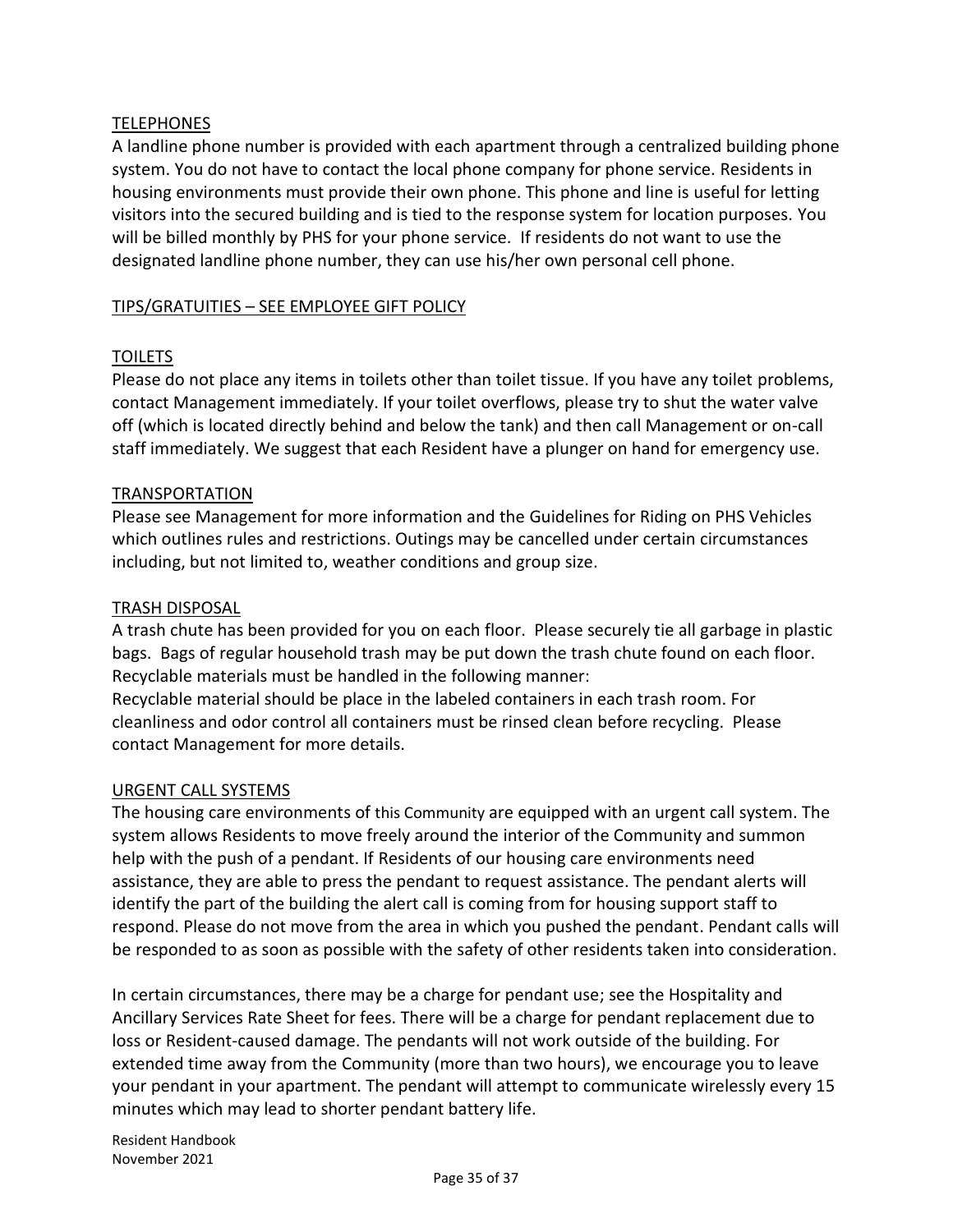## TELEPHONES

A landline phone number is provided with each apartment through a centralized building phone system. You do not have to contact the local phone company for phone service. Residents in housing environments must provide their own phone. This phone and line is useful for letting visitors into the secured building and is tied to the response system for location purposes. You will be billed monthly by PHS for your phone service. If residents do not want to use the designated landline phone number, they can use his/her own personal cell phone.

## TIPS/GRATUITIES – SEE EMPLOYEE GIFT POLICY

## TOILETS

Please do not place any items in toilets other than toilet tissue. If you have any toilet problems, contact Management immediately. If your toilet overflows, please try to shut the water valve off (which is located directly behind and below the tank) and then call Management or on-call staff immediately. We suggest that each Resident have a plunger on hand for emergency use.

## TRANSPORTATION

Please see Management for more information and the Guidelines for Riding on PHS Vehicles which outlines rules and restrictions. Outings may be cancelled under certain circumstances including, but not limited to, weather conditions and group size.

## TRASH DISPOSAL

A trash chute has been provided for you on each floor. Please securely tie all garbage in plastic bags. Bags of regular household trash may be put down the trash chute found on each floor. Recyclable materials must be handled in the following manner:

Recyclable material should be place in the labeled containers in each trash room. For cleanliness and odor control all containers must be rinsed clean before recycling. Please contact Management for more details.

## URGENT CALL SYSTEMS

The housing care environments of this Community are equipped with an urgent call system. The system allows Residents to move freely around the interior of the Community and summon help with the push of a pendant. If Residents of our housing care environments need assistance, they are able to press the pendant to request assistance. The pendant alerts will identify the part of the building the alert call is coming from for housing support staff to respond. Please do not move from the area in which you pushed the pendant. Pendant calls will be responded to as soon as possible with the safety of other residents taken into consideration.

In certain circumstances, there may be a charge for pendant use; see the Hospitality and Ancillary Services Rate Sheet for fees. There will be a charge for pendant replacement due to loss or Resident-caused damage. The pendants will not work outside of the building. For extended time away from the Community (more than two hours), we encourage you to leave your pendant in your apartment. The pendant will attempt to communicate wirelessly every 15 minutes which may lead to shorter pendant battery life.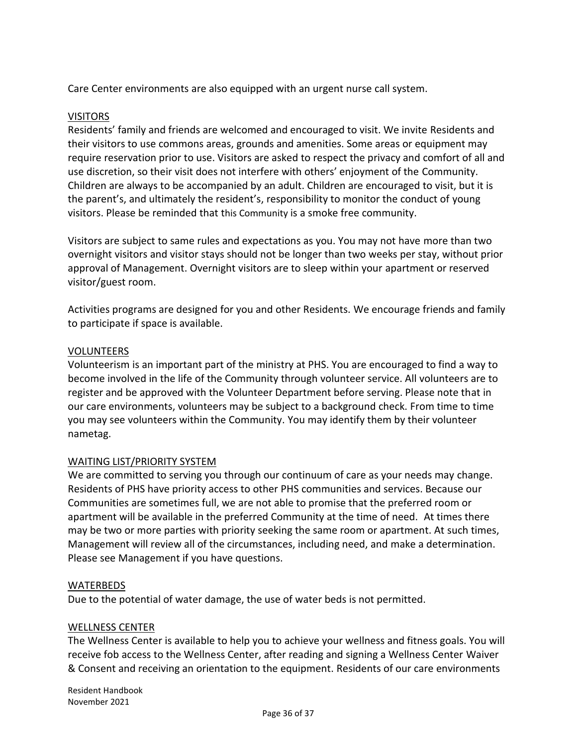Care Center environments are also equipped with an urgent nurse call system.

## VISITORS

Residents' family and friends are welcomed and encouraged to visit. We invite Residents and their visitors to use commons areas, grounds and amenities. Some areas or equipment may require reservation prior to use. Visitors are asked to respect the privacy and comfort of all and use discretion, so their visit does not interfere with others' enjoyment of the Community. Children are always to be accompanied by an adult. Children are encouraged to visit, but it is the parent's, and ultimately the resident's, responsibility to monitor the conduct of young visitors. Please be reminded that this Community is a smoke free community.

Visitors are subject to same rules and expectations as you. You may not have more than two overnight visitors and visitor stays should not be longer than two weeks per stay, without prior approval of Management. Overnight visitors are to sleep within your apartment or reserved visitor/guest room.

Activities programs are designed for you and other Residents. We encourage friends and family to participate if space is available.

## VOLUNTEERS

Volunteerism is an important part of the ministry at PHS. You are encouraged to find a way to become involved in the life of the Community through volunteer service. All volunteers are to register and be approved with the Volunteer Department before serving. Please note that in our care environments, volunteers may be subject to a background check. From time to time you may see volunteers within the Community. You may identify them by their volunteer nametag.

## WAITING LIST/PRIORITY SYSTEM

We are committed to serving you through our continuum of care as your needs may change. Residents of PHS have priority access to other PHS communities and services. Because our Communities are sometimes full, we are not able to promise that the preferred room or apartment will be available in the preferred Community at the time of need. At times there may be two or more parties with priority seeking the same room or apartment. At such times, Management will review all of the circumstances, including need, and make a determination. Please see Management if you have questions.

## WATERBEDS

Due to the potential of water damage, the use of water beds is not permitted.

## WELLNESS CENTER

The Wellness Center is available to help you to achieve your wellness and fitness goals. You will receive fob access to the Wellness Center, after reading and signing a Wellness Center Waiver & Consent and receiving an orientation to the equipment. Residents of our care environments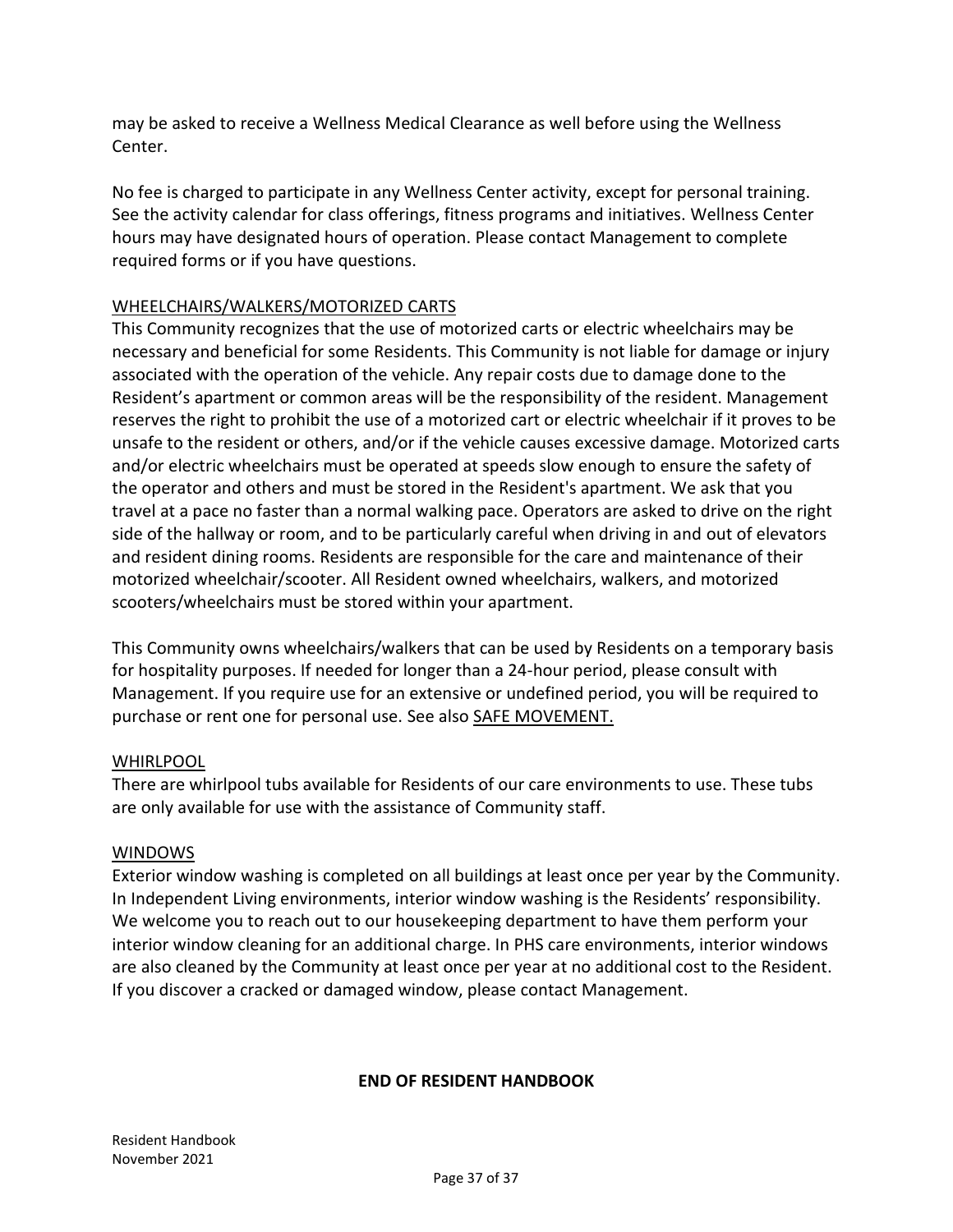may be asked to receive a Wellness Medical Clearance as well before using the Wellness Center.

No fee is charged to participate in any Wellness Center activity, except for personal training. See the activity calendar for class offerings, fitness programs and initiatives. Wellness Center hours may have designated hours of operation. Please contact Management to complete required forms or if you have questions.

<u>WHEELCHAIRS/WALKERS/MOTORIZED CARTS</u>

This Community recognizes that the use of motorized carts or electric wheelchairs may be necessary and beneficial for some Residents. This Community is not liable for damage or injury associated with the operation of the vehicle. Any repair costs due to damage done to the Resident's apartment or common areas will be the responsibility of the resident. Management reserves the right to prohibit the use of a motorized cart or electric wheelchair if it proves to be unsafe to the resident or others, and/or if the vehicle causes excessive damage. Motorized carts and/or electric wheelchairs must be operated at speeds slow enough to ensure the safety of the operator and others and must be stored in the Resident's apartment. We ask that you travel at a pace no faster than a normal walking pace. Operators are asked to drive on the right side of the hallway or room, and to be particularly careful when driving in and out of elevators and resident dining rooms. Residents are responsible for the care and maintenance of their motorized wheelchair/scooter. All Resident owned wheelchairs, walkers, and motorized scooters/wheelchairs must be stored within your apartment.

This Community owns wheelchairs/walkers that can be used by Residents on a temporary basis for hospitality purposes. If needed for longer than a 24-hour period, please consult with Management. If you require use for an extensive or undefined period, you will be required to purchase or rent one for personal use. See also <u>SAFE MOVEMENT.</u>

<u>WHIRLPOOL</u>

There are whirlpool tubs available for Residents of our care environments to use. These tubs are only available for use with the assistance of Community staff.

<u>WINDOWS</u>

Exterior window washing is completed on all buildings at least once per year by the Community. In Independent Living environments, interior window washing is the Residents' responsibility. We welcome you to reach out to our housekeeping department to have them perform your interior window cleaning for an additional charge. In PHS care environments, interior windows are also cleaned by the Community at least once per year at no additional cost to the Resident. If you discover a cracked or damaged window, please contact Management.

**END OF RESIDENT HANDBOOK**